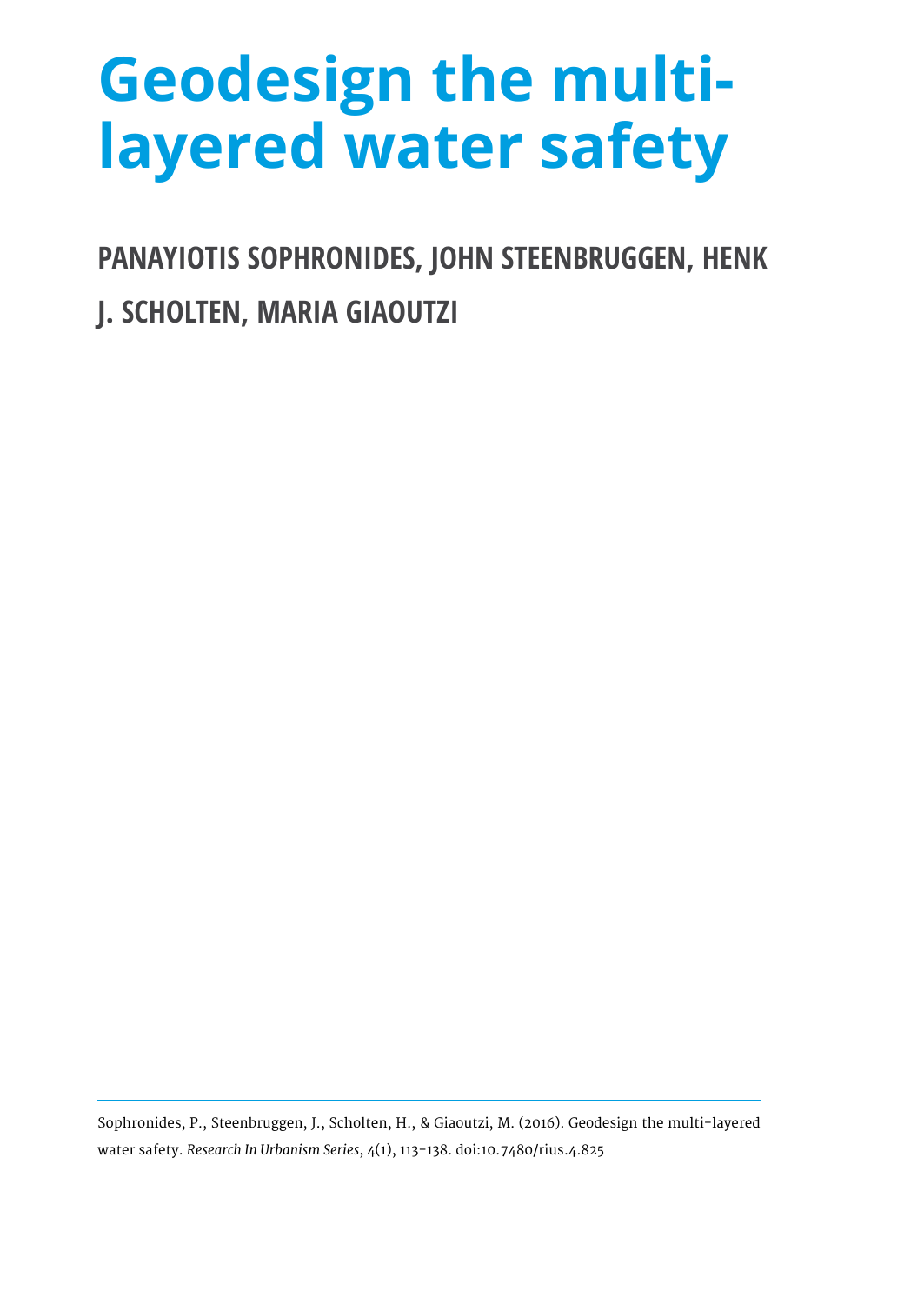# Geodesign the multi-layered water safety

**PANAYIOTIS SOPHRONIDES, JOHN STEENBRUGGEN, HENK J. SCHOLTEN, MARIA GIAOUTZI**

---

Sophronides, P., Steenbruggen, J., Scholten, H., & Giaoutzi, M. (2016). Geodesign the multi-layered water safety. *Research In Urbanism Series*, 4(1), 113-138. doi:10.7480/rius.4.825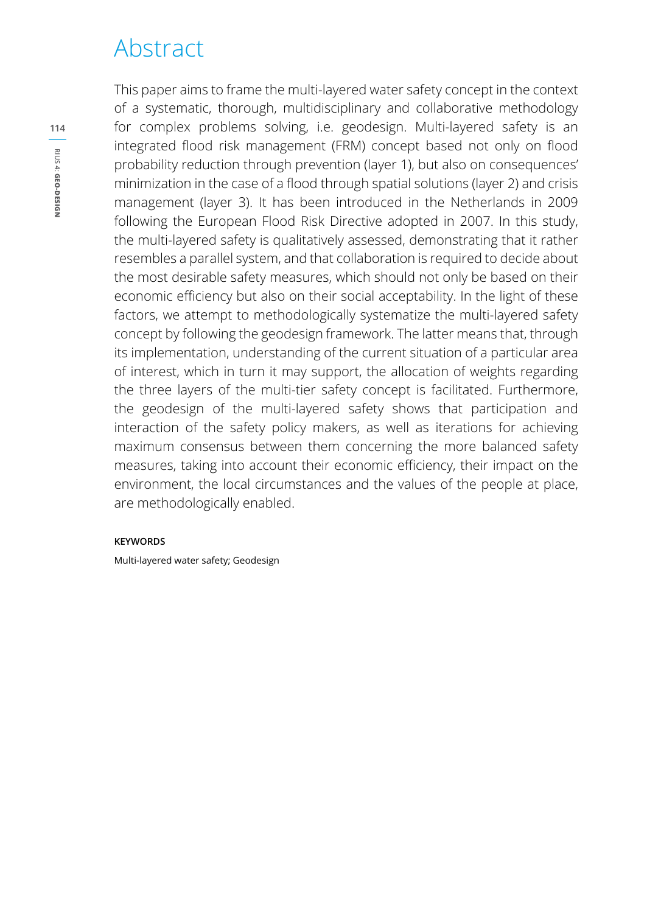# Abstract

This paper aims to frame the multi-layered water safety concept in the context of a systematic, thorough, multidisciplinary and collaborative methodology for complex problems solving, i.e. geodesign. Multi-layered safety is an integrated flood risk management (FRM) concept based not only on flood probability reduction through prevention (layer 1), but also on consequences' minimization in the case of a flood through spatial solutions (layer 2) and crisis management (layer 3). It has been introduced in the Netherlands in 2009 following the European Flood Risk Directive adopted in 2007. In this study, the multi-layered safety is qualitatively assessed, demonstrating that it rather resembles a parallel system, and that collaboration is required to decide about the most desirable safety measures, which should not only be based on their economic efficiency but also on their social acceptability. In the light of these factors, we attempt to methodologically systematize the multi-layered safety concept by following the geodesign framework. The latter means that, through its implementation, understanding of the current situation of a particular area of interest, which in turn it may support, the allocation of weights regarding the three layers of the multi-tier safety concept is facilitated. Furthermore, the geodesign of the multi-layered safety shows that participation and interaction of the safety policy makers, as well as iterations for achieving maximum consensus between them concerning the more balanced safety measures, taking into account their economic efficiency, their impact on the environment, the local circumstances and the values of the people at place, are methodologically enabled.

**KEYWORDS**

Multi-layered water safety; Geodesign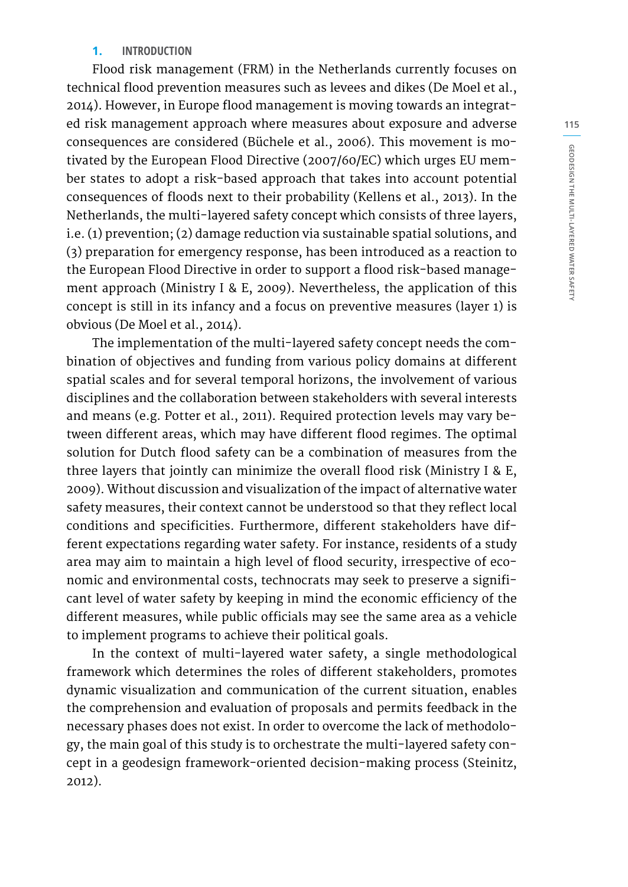## 1. INTRODUCTION

Flood risk management (FRM) in the Netherlands currently focuses on technical flood prevention measures such as levees and dikes (De Moel et al., 2014). However, in Europe flood management is moving towards an integrated risk management approach where measures about exposure and adverse consequences are considered (Büchele et al., 2006). This movement is motivated by the European Flood Directive (2007/60/EC) which urges EU member states to adopt a risk-based approach that takes into account potential consequences of floods next to their probability (Kellens et al., 2013). In the Netherlands, the multi-layered safety concept which consists of three layers, i.e. (1) prevention; (2) damage reduction via sustainable spatial solutions, and (3) preparation for emergency response, has been introduced as a reaction to the European Flood Directive in order to support a flood risk-based management approach (Ministry I & E, 2009). Nevertheless, the application of this concept is still in its infancy and a focus on preventive measures (layer 1) is obvious (De Moel et al., 2014).

The implementation of the multi-layered safety concept needs the combination of objectives and funding from various policy domains at different spatial scales and for several temporal horizons, the involvement of various disciplines and the collaboration between stakeholders with several interests and means (e.g. Potter et al., 2011). Required protection levels may vary between different areas, which may have different flood regimes. The optimal solution for Dutch flood safety can be a combination of measures from the three layers that jointly can minimize the overall flood risk (Ministry I & E, 2009). Without discussion and visualization of the impact of alternative water safety measures, their context cannot be understood so that they reflect local conditions and specificities. Furthermore, different stakeholders have different expectations regarding water safety. For instance, residents of a study area may aim to maintain a high level of flood security, irrespective of economic and environmental costs, technocrats may seek to preserve a significant level of water safety by keeping in mind the economic efficiency of the different measures, while public officials may see the same area as a vehicle to implement programs to achieve their political goals.

In the context of multi-layered water safety, a single methodological framework which determines the roles of different stakeholders, promotes dynamic visualization and communication of the current situation, enables the comprehension and evaluation of proposals and permits feedback in the necessary phases does not exist. In order to overcome the lack of methodology, the main goal of this study is to orchestrate the multi-layered safety concept in a geodesign framework-oriented decision-making process (Steinitz, 2012).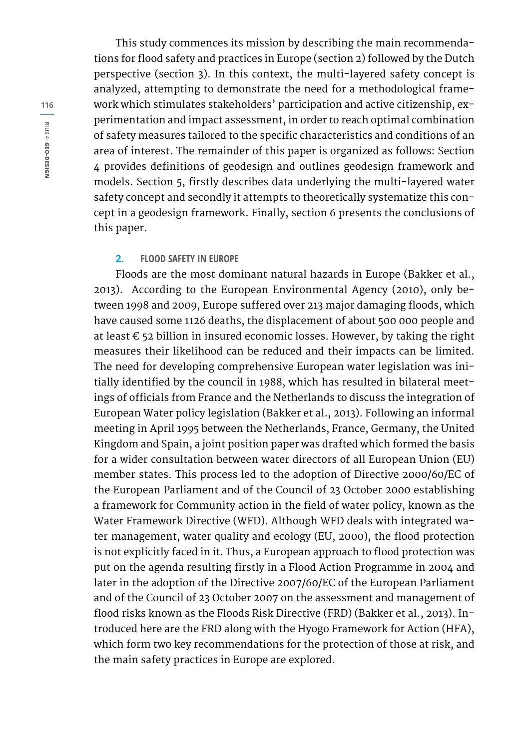This study commences its mission by describing the main recommendations for flood safety and practices in Europe (section 2) followed by the Dutch perspective (section 3). In this context, the multi-layered safety concept is analyzed, attempting to demonstrate the need for a methodological framework which stimulates stakeholders' participation and active citizenship, experimentation and impact assessment, in order to reach optimal combination of safety measures tailored to the specific characteristics and conditions of an area of interest. The remainder of this paper is organized as follows: Section 4 provides definitions of geodesign and outlines geodesign framework and models. Section 5, firstly describes data underlying the multi-layered water safety concept and secondly it attempts to theoretically systematize this concept in a geodesign framework. Finally, section 6 presents the conclusions of this paper.

## 2. FLOOD SAFETY IN EUROPE

Floods are the most dominant natural hazards in Europe (Bakker et al., 2013). According to the European Environmental Agency (2010), only between 1998 and 2009, Europe suffered over 213 major damaging floods, which have caused some 1126 deaths, the displacement of about 500 000 people and at least € 52 billion in insured economic losses. However, by taking the right measures their likelihood can be reduced and their impacts can be limited. The need for developing comprehensive European water legislation was initially identified by the council in 1988, which has resulted in bilateral meetings of officials from France and the Netherlands to discuss the integration of European Water policy legislation (Bakker et al., 2013). Following an informal meeting in April 1995 between the Netherlands, France, Germany, the United Kingdom and Spain, a joint position paper was drafted which formed the basis for a wider consultation between water directors of all European Union (EU) member states. This process led to the adoption of Directive 2000/60/EC of the European Parliament and of the Council of 23 October 2000 establishing a framework for Community action in the field of water policy, known as the Water Framework Directive (WFD). Although WFD deals with integrated water management, water quality and ecology (EU, 2000), the flood protection is not explicitly faced in it. Thus, a European approach to flood protection was put on the agenda resulting firstly in a Flood Action Programme in 2004 and later in the adoption of the Directive 2007/60/EC of the European Parliament and of the Council of 23 October 2007 on the assessment and management of flood risks known as the Floods Risk Directive (FRD) (Bakker et al., 2013). Introduced here are the FRD along with the Hyogo Framework for Action (HFA), which form two key recommendations for the protection of those at risk, and the main safety practices in Europe are explored.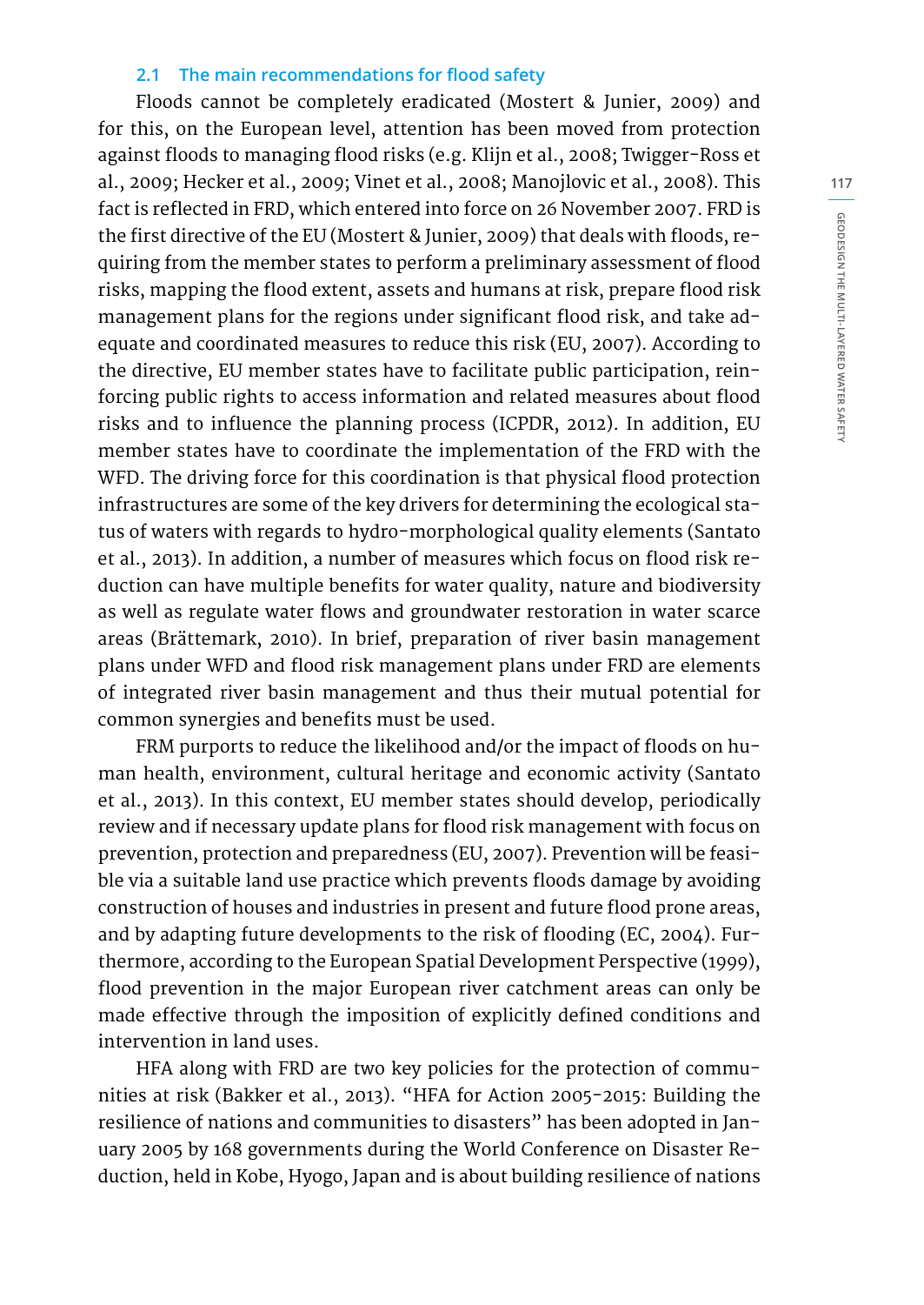### 2.1 The main recommendations for flood safety

Floods cannot be completely eradicated (Mostert & Junier, 2009) and for this, on the European level, attention has been moved from protection against floods to managing flood risks (e.g. Klijn et al., 2008; Twigger-Ross et al., 2009; Hecker et al., 2009; Vinet et al., 2008; Manojlovic et al., 2008). This fact is reflected in FRD, which entered into force on 26 November 2007. FRD is the first directive of the EU (Mostert & Junier, 2009) that deals with floods, requiring from the member states to perform a preliminary assessment of flood risks, mapping the flood extent, assets and humans at risk, prepare flood risk management plans for the regions under significant flood risk, and take adequate and coordinated measures to reduce this risk (EU, 2007). According to the directive, EU member states have to facilitate public participation, reinforcing public rights to access information and related measures about flood risks and to influence the planning process (ICPDR, 2012). In addition, EU member states have to coordinate the implementation of the FRD with the WFD. The driving force for this coordination is that physical flood protection infrastructures are some of the key drivers for determining the ecological status of waters with regards to hydro-morphological quality elements (Santato et al., 2013). In addition, a number of measures which focus on flood risk reduction can have multiple benefits for water quality, nature and biodiversity as well as regulate water flows and groundwater restoration in water scarce areas (Brättemark, 2010). In brief, preparation of river basin management plans under WFD and flood risk management plans under FRD are elements of integrated river basin management and thus their mutual potential for common synergies and benefits must be used.

FRM purports to reduce the likelihood and/or the impact of floods on human health, environment, cultural heritage and economic activity (Santato et al., 2013). In this context, EU member states should develop, periodically review and if necessary update plans for flood risk management with focus on prevention, protection and preparedness (EU, 2007). Prevention will be feasible via a suitable land use practice which prevents floods damage by avoiding construction of houses and industries in present and future flood prone areas, and by adapting future developments to the risk of flooding (EC, 2004). Furthermore, according to the European Spatial Development Perspective (1999), flood prevention in the major European river catchment areas can only be made effective through the imposition of explicitly defined conditions and intervention in land uses.

HFA along with FRD are two key policies for the protection of communities at risk (Bakker et al., 2013). "HFA for Action 2005-2015: Building the resilience of nations and communities to disasters" has been adopted in January 2005 by 168 governments during the World Conference on Disaster Reduction, held in Kobe, Hyogo, Japan and is about building resilience of nations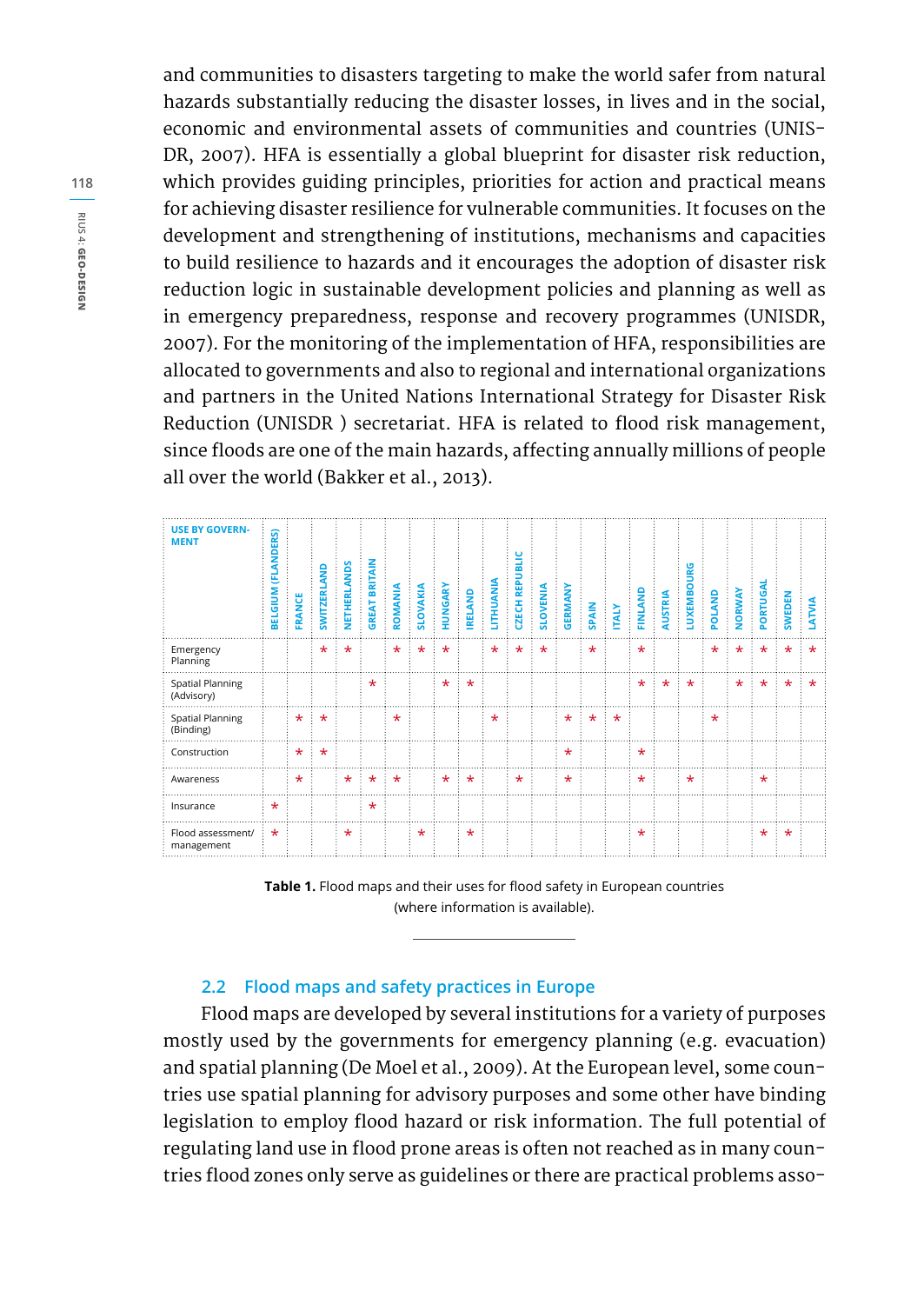and communities to disasters targeting to make the world safer from natural hazards substantially reducing the disaster losses, in lives and in the social, economic and environmental assets of communities and countries (UNISDR, 2007). HFA is essentially a global blueprint for disaster risk reduction, which provides guiding principles, priorities for action and practical means for achieving disaster resilience for vulnerable communities. It focuses on the development and strengthening of institutions, mechanisms and capacities to build resilience to hazards and it encourages the adoption of disaster risk reduction logic in sustainable development policies and planning as well as in emergency preparedness, response and recovery programmes (UNISDR, 2007). For the monitoring of the implementation of HFA, responsibilities are allocated to governments and also to regional and international organizations and partners in the United Nations International Strategy for Disaster Risk Reduction (UNISDR ) secretariat. HFA is related to flood risk management, since floods are one of the main hazards, affecting annually millions of people all over the world (Bakker et al., 2013).

| USE BY GOVERNMENT | BELGIUM (FLANDERS) | FRANCE | SWITZERLAND | NETHERLANDS | GREAT BRITAIN | ROMANIA | SLOVAKIA | HUNGARY | IRELAND | LITHUANIA | CZECH REPUBLIC | SLOVENIA | GERMANY | SPAIN | ITALY | FINLAND | AUSTRIA | LUXEMBOURG | POLAND | NORWAY | PORTUGAL | SWEDEN | LATVIA |
|---|---|---|---|---|---|---|---|---|---|---|---|---|---|---|---|---|---|---|---|---|---|---|---|
| Emergency Planning | | | * | * | | * | * | * | | * | * | * | | * | | * | | | * | * | * | * | * |
| Spatial Planning (Advisory) | | | | | * | | | * | * | | | | | | | * | * | * | | * | * | * | * |
| Spatial Planning (Binding) | | * | * | | | * | | | | * | | | * | * | * | | | | * | | | | |
| Construction | | * | * | | | | | | | | | | * | | | * | | | | | | | |
| Awareness | | * | | * | * | * | | * | * | | * | | * | | | * | | * | | | * | | |
| Insurance | * | | | | * | | | | | | | | | | | | | | | | | | |
| Flood assessment/ management | * | | | * | | | * | | * | | | | | | | * | | | | | * | * | |

**Table 1.** Flood maps and their uses for flood safety in European countries (where information is available).

## 2.2 Flood maps and safety practices in Europe

Flood maps are developed by several institutions for a variety of purposes mostly used by the governments for emergency planning (e.g. evacuation) and spatial planning (De Moel et al., 2009). At the European level, some countries use spatial planning for advisory purposes and some other have binding legislation to employ flood hazard or risk information. The full potential of regulating land use in flood prone areas is often not reached as in many countries flood zones only serve as guidelines or there are practical problems asso-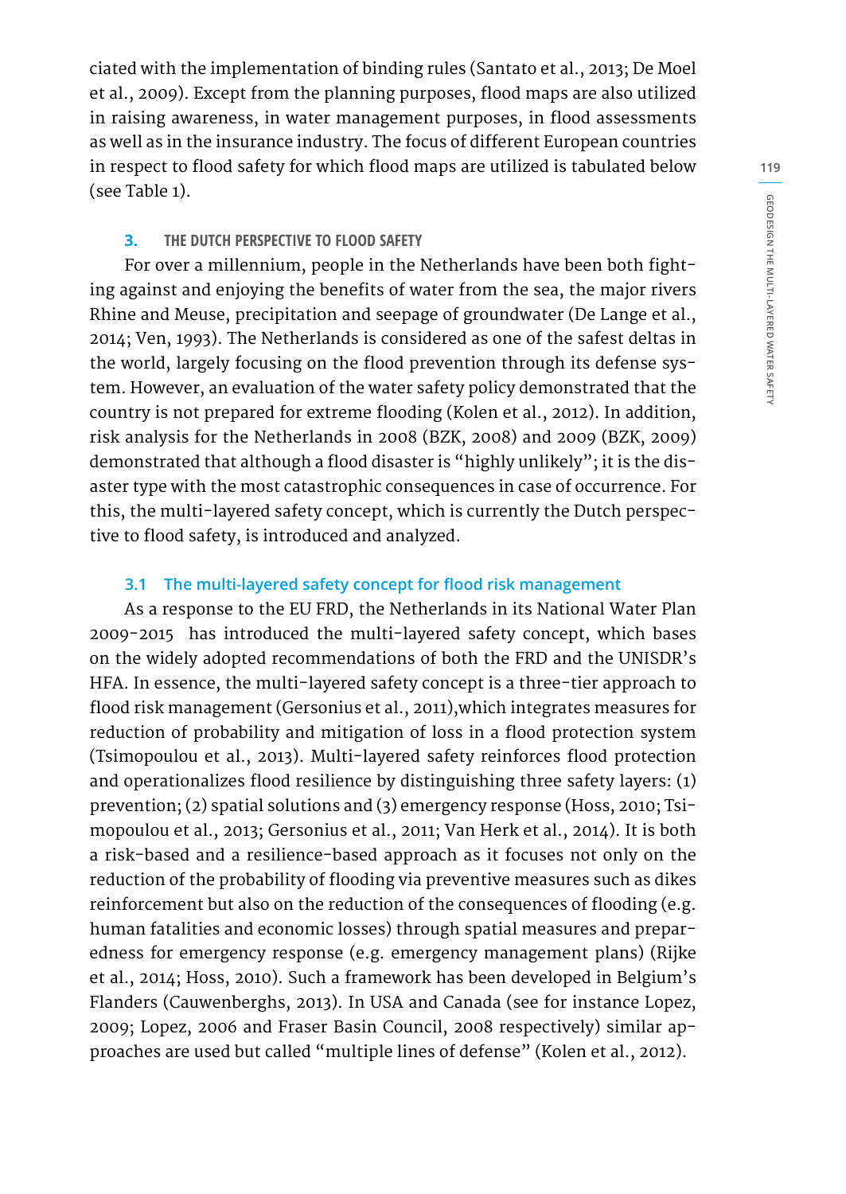ciated with the implementation of binding rules (Santato et al., 2013; De Moel et al., 2009). Except from the planning purposes, flood maps are also utilized in raising awareness, in water management purposes, in flood assessments as well as in the insurance industry. The focus of different European countries in respect to flood safety for which flood maps are utilized is tabulated below (see Table 1).

## 3. THE DUTCH PERSPECTIVE TO FLOOD SAFETY

For over a millennium, people in the Netherlands have been both fighting against and enjoying the benefits of water from the sea, the major rivers Rhine and Meuse, precipitation and seepage of groundwater (De Lange et al., 2014; Ven, 1993). The Netherlands is considered as one of the safest deltas in the world, largely focusing on the flood prevention through its defense system. However, an evaluation of the water safety policy demonstrated that the country is not prepared for extreme flooding (Kolen et al., 2012). In addition, risk analysis for the Netherlands in 2008 (BZK, 2008) and 2009 (BZK, 2009) demonstrated that although a flood disaster is "highly unlikely"; it is the disaster type with the most catastrophic consequences in case of occurrence. For this, the multi-layered safety concept, which is currently the Dutch perspective to flood safety, is introduced and analyzed.

### 3.1 The multi-layered safety concept for flood risk management

As a response to the EU FRD, the Netherlands in its National Water Plan 2009-2015 has introduced the multi-layered safety concept, which bases on the widely adopted recommendations of both the FRD and the UNISDR's HFA. In essence, the multi-layered safety concept is a three-tier approach to flood risk management (Gersonius et al., 2011),which integrates measures for reduction of probability and mitigation of loss in a flood protection system (Tsimopoulou et al., 2013). Multi-layered safety reinforces flood protection and operationalizes flood resilience by distinguishing three safety layers: (1) prevention; (2) spatial solutions and (3) emergency response (Hoss, 2010; Tsimopoulou et al., 2013; Gersonius et al., 2011; Van Herk et al., 2014). It is both a risk-based and a resilience-based approach as it focuses not only on the reduction of the probability of flooding via preventive measures such as dikes reinforcement but also on the reduction of the consequences of flooding (e.g. human fatalities and economic losses) through spatial measures and preparedness for emergency response (e.g. emergency management plans) (Rijke et al., 2014; Hoss, 2010). Such a framework has been developed in Belgium's Flanders (Cauwenberghs, 2013). In USA and Canada (see for instance Lopez, 2009; Lopez, 2006 and Fraser Basin Council, 2008 respectively) similar approaches are used but called "multiple lines of defense" (Kolen et al., 2012).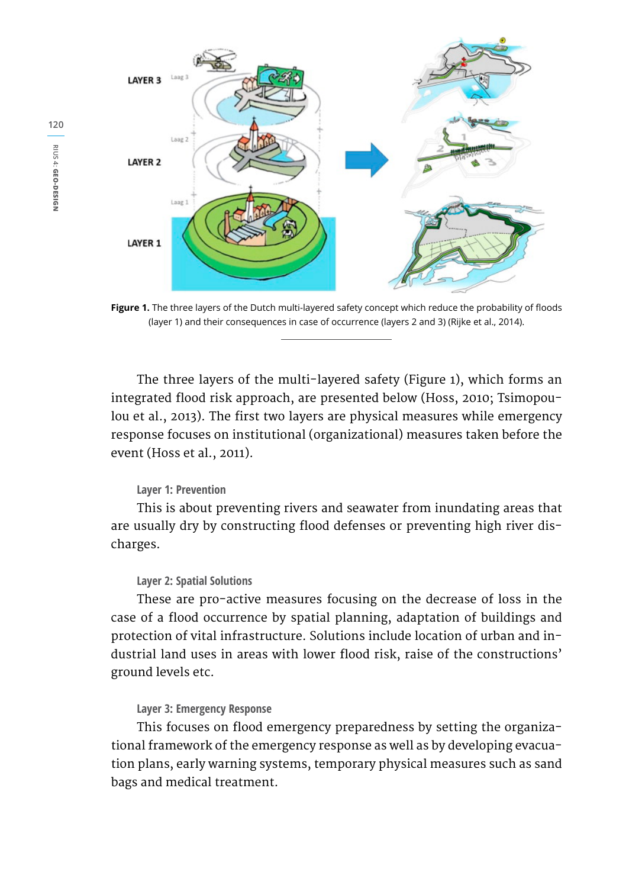**Figure 1.** The three layers of the Dutch multi-layered safety concept which reduce the probability of floods (layer 1) and their consequences in case of occurrence (layers 2 and 3) (Rijke et al., 2014).

The three layers of the multi-layered safety (Figure 1), which forms an integrated flood risk approach, are presented below (Hoss, 2010; Tsimopoulou et al., 2013). The first two layers are physical measures while emergency response focuses on institutional (organizational) measures taken before the event (Hoss et al., 2011).

#### Layer 1: Prevention

This is about preventing rivers and seawater from inundating areas that are usually dry by constructing flood defenses or preventing high river discharges.

#### Layer 2: Spatial Solutions

These are pro-active measures focusing on the decrease of loss in the case of a flood occurrence by spatial planning, adaptation of buildings and protection of vital infrastructure. Solutions include location of urban and industrial land uses in areas with lower flood risk, raise of the constructions' ground levels etc.

#### Layer 3: Emergency Response

This focuses on flood emergency preparedness by setting the organizational framework of the emergency response as well as by developing evacuation plans, early warning systems, temporary physical measures such as sand bags and medical treatment.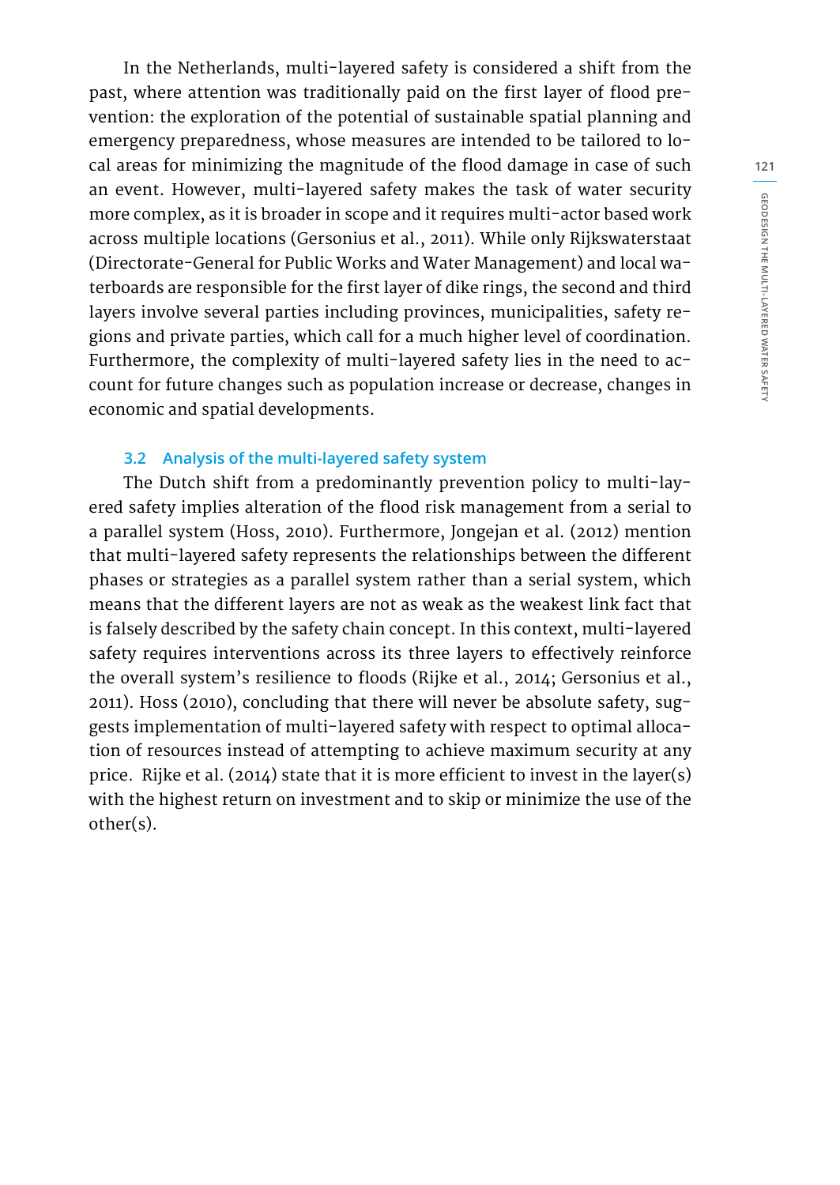In the Netherlands, multi-layered safety is considered a shift from the past, where attention was traditionally paid on the first layer of flood prevention: the exploration of the potential of sustainable spatial planning and emergency preparedness, whose measures are intended to be tailored to local areas for minimizing the magnitude of the flood damage in case of such an event. However, multi-layered safety makes the task of water security more complex, as it is broader in scope and it requires multi-actor based work across multiple locations (Gersonius et al., 2011). While only Rijkswaterstaat (Directorate-General for Public Works and Water Management) and local waterboards are responsible for the first layer of dike rings, the second and third layers involve several parties including provinces, municipalities, safety regions and private parties, which call for a much higher level of coordination. Furthermore, the complexity of multi-layered safety lies in the need to account for future changes such as population increase or decrease, changes in economic and spatial developments.

### 3.2 Analysis of the multi-layered safety system

The Dutch shift from a predominantly prevention policy to multi-layered safety implies alteration of the flood risk management from a serial to a parallel system (Hoss, 2010). Furthermore, Jongejan et al. (2012) mention that multi-layered safety represents the relationships between the different phases or strategies as a parallel system rather than a serial system, which means that the different layers are not as weak as the weakest link fact that is falsely described by the safety chain concept. In this context, multi-layered safety requires interventions across its three layers to effectively reinforce the overall system's resilience to floods (Rijke et al., 2014; Gersonius et al., 2011). Hoss (2010), concluding that there will never be absolute safety, suggests implementation of multi-layered safety with respect to optimal allocation of resources instead of attempting to achieve maximum security at any price. Rijke et al. (2014) state that it is more efficient to invest in the layer(s) with the highest return on investment and to skip or minimize the use of the other(s).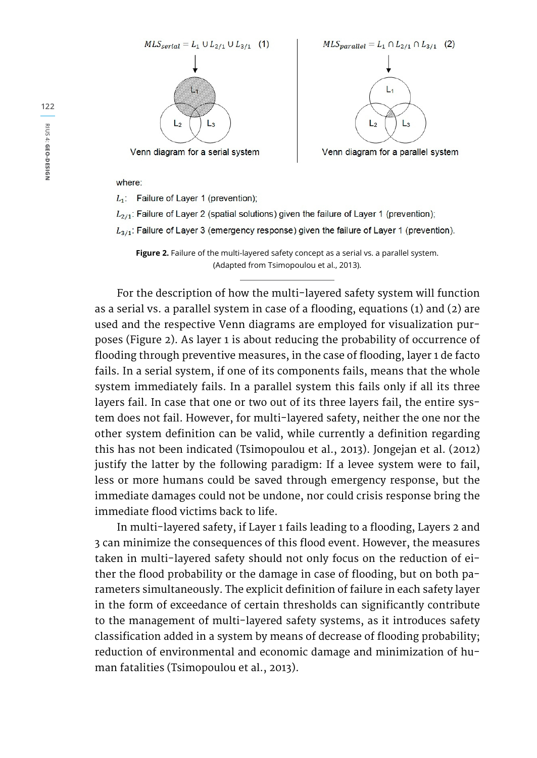$$MLS_{serial} = L_1 \cup L_{2/1} \cup L_{3/1} \quad (1)$$

$$MLS_{parallel} = L_1 \cap L_{2/1} \cap L_{3/1} \quad (2)$$

Venn diagram for a serial system

Venn diagram for a parallel system

where:

$L_1$: Failure of Layer 1 (prevention);

$L_{2/1}$: Failure of Layer 2 (spatial solutions) given the failure of Layer 1 (prevention);

$L_{3/1}$: Failure of Layer 3 (emergency response) given the failure of Layer 1 (prevention).

**Figure 2.** Failure of the multi-layered safety concept as a serial vs. a parallel system. (Adapted from Tsimopoulou et al., 2013).

For the description of how the multi-layered safety system will function as a serial vs. a parallel system in case of a flooding, equations (1) and (2) are used and the respective Venn diagrams are employed for visualization purposes (Figure 2). As layer 1 is about reducing the probability of occurrence of flooding through preventive measures, in the case of flooding, layer 1 de facto fails. In a serial system, if one of its components fails, means that the whole system immediately fails. In a parallel system this fails only if all its three layers fail. In case that one or two out of its three layers fail, the entire system does not fail. However, for multi-layered safety, neither the one nor the other system definition can be valid, while currently a definition regarding this has not been indicated (Tsimopoulou et al., 2013). Jongejan et al. (2012) justify the latter by the following paradigm: If a levee system were to fail, less or more humans could be saved through emergency response, but the immediate damages could not be undone, nor could crisis response bring the immediate flood victims back to life.

In multi-layered safety, if Layer 1 fails leading to a flooding, Layers 2 and 3 can minimize the consequences of this flood event. However, the measures taken in multi-layered safety should not only focus on the reduction of either the flood probability or the damage in case of flooding, but on both parameters simultaneously. The explicit definition of failure in each safety layer in the form of exceedance of certain thresholds can significantly contribute to the management of multi-layered safety systems, as it introduces safety classification added in a system by means of decrease of flooding probability; reduction of environmental and economic damage and minimization of human fatalities (Tsimopoulou et al., 2013).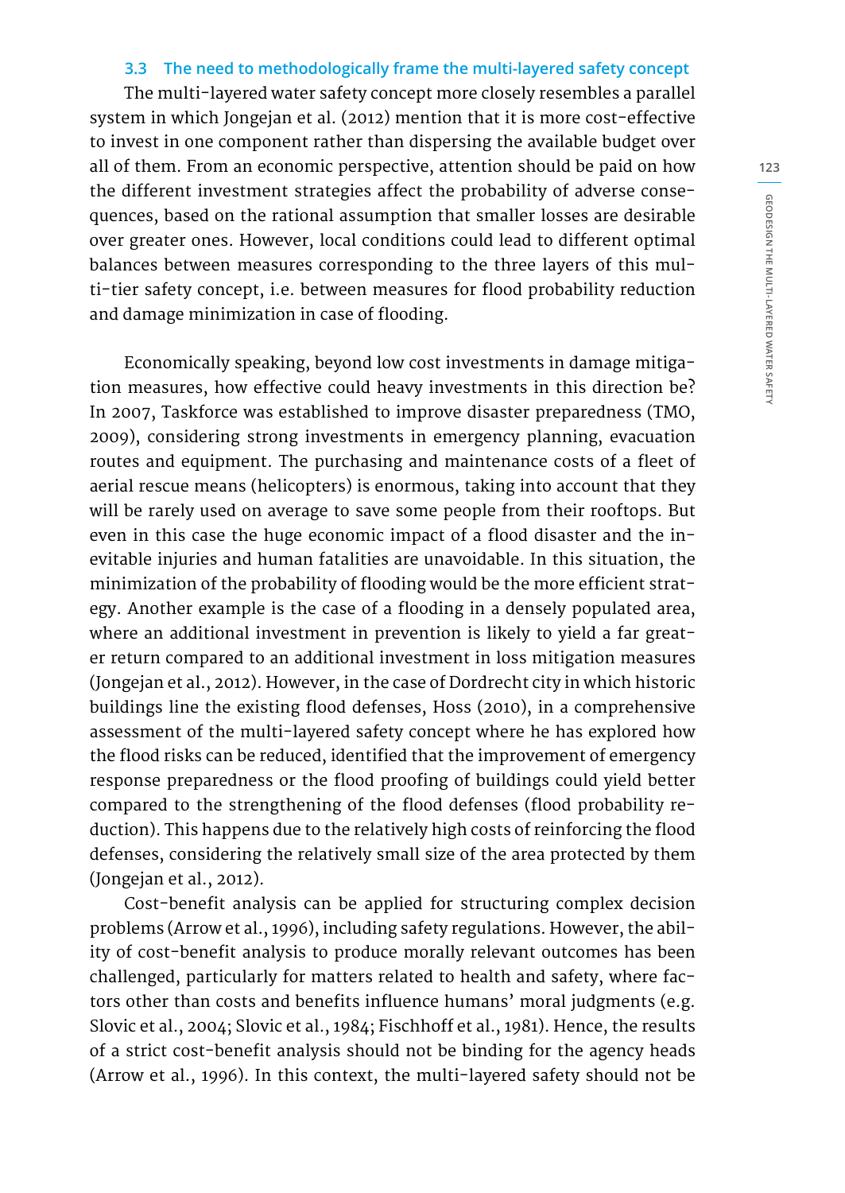### 3.3 The need to methodologically frame the multi-layered safety concept

The multi-layered water safety concept more closely resembles a parallel system in which Jongejan et al. (2012) mention that it is more cost-effective to invest in one component rather than dispersing the available budget over all of them. From an economic perspective, attention should be paid on how the different investment strategies affect the probability of adverse consequences, based on the rational assumption that smaller losses are desirable over greater ones. However, local conditions could lead to different optimal balances between measures corresponding to the three layers of this multi-tier safety concept, i.e. between measures for flood probability reduction and damage minimization in case of flooding.

Economically speaking, beyond low cost investments in damage mitigation measures, how effective could heavy investments in this direction be? In 2007, Taskforce was established to improve disaster preparedness (TMO, 2009), considering strong investments in emergency planning, evacuation routes and equipment. The purchasing and maintenance costs of a fleet of aerial rescue means (helicopters) is enormous, taking into account that they will be rarely used on average to save some people from their rooftops. But even in this case the huge economic impact of a flood disaster and the inevitable injuries and human fatalities are unavoidable. In this situation, the minimization of the probability of flooding would be the more efficient strategy. Another example is the case of a flooding in a densely populated area, where an additional investment in prevention is likely to yield a far greater return compared to an additional investment in loss mitigation measures (Jongejan et al., 2012). However, in the case of Dordrecht city in which historic buildings line the existing flood defenses, Hoss (2010), in a comprehensive assessment of the multi-layered safety concept where he has explored how the flood risks can be reduced, identified that the improvement of emergency response preparedness or the flood proofing of buildings could yield better compared to the strengthening of the flood defenses (flood probability reduction). This happens due to the relatively high costs of reinforcing the flood defenses, considering the relatively small size of the area protected by them (Jongejan et al., 2012).

Cost-benefit analysis can be applied for structuring complex decision problems (Arrow et al., 1996), including safety regulations. However, the ability of cost-benefit analysis to produce morally relevant outcomes has been challenged, particularly for matters related to health and safety, where factors other than costs and benefits influence humans' moral judgments (e.g. Slovic et al., 2004; Slovic et al., 1984; Fischhoff et al., 1981). Hence, the results of a strict cost-benefit analysis should not be binding for the agency heads (Arrow et al., 1996). In this context, the multi-layered safety should not be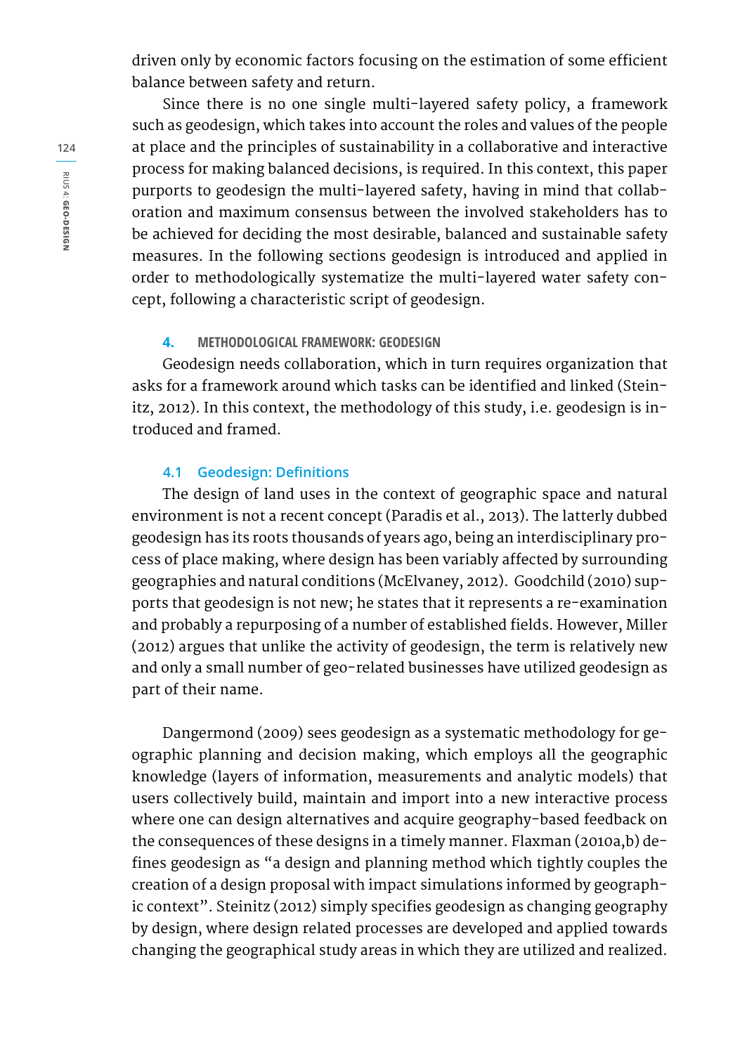driven only by economic factors focusing on the estimation of some efficient balance between safety and return.

Since there is no one single multi-layered safety policy, a framework such as geodesign, which takes into account the roles and values of the people at place and the principles of sustainability in a collaborative and interactive process for making balanced decisions, is required. In this context, this paper purports to geodesign the multi-layered safety, having in mind that collaboration and maximum consensus between the involved stakeholders has to be achieved for deciding the most desirable, balanced and sustainable safety measures. In the following sections geodesign is introduced and applied in order to methodologically systematize the multi-layered water safety concept, following a characteristic script of geodesign.

## 4. METHODOLOGICAL FRAMEWORK: GEODESIGN

Geodesign needs collaboration, which in turn requires organization that asks for a framework around which tasks can be identified and linked (Steinitz, 2012). In this context, the methodology of this study, i.e. geodesign is introduced and framed.

### 4.1 Geodesign: Definitions

The design of land uses in the context of geographic space and natural environment is not a recent concept (Paradis et al., 2013). The latterly dubbed geodesign has its roots thousands of years ago, being an interdisciplinary process of place making, where design has been variably affected by surrounding geographies and natural conditions (McElvaney, 2012). Goodchild (2010) supports that geodesign is not new; he states that it represents a re-examination and probably a repurposing of a number of established fields. However, Miller (2012) argues that unlike the activity of geodesign, the term is relatively new and only a small number of geo-related businesses have utilized geodesign as part of their name.

Dangermond (2009) sees geodesign as a systematic methodology for geographic planning and decision making, which employs all the geographic knowledge (layers of information, measurements and analytic models) that users collectively build, maintain and import into a new interactive process where one can design alternatives and acquire geography-based feedback on the consequences of these designs in a timely manner. Flaxman (2010a,b) defines geodesign as "a design and planning method which tightly couples the creation of a design proposal with impact simulations informed by geographic context". Steinitz (2012) simply specifies geodesign as changing geography by design, where design related processes are developed and applied towards changing the geographical study areas in which they are utilized and realized.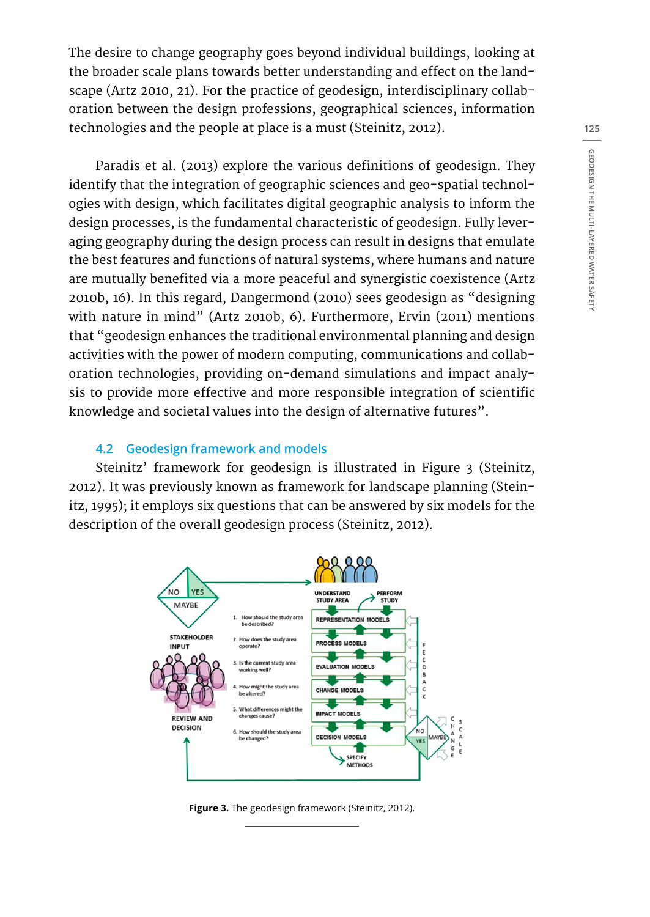The desire to change geography goes beyond individual buildings, looking at the broader scale plans towards better understanding and effect on the landscape (Artz 2010, 21). For the practice of geodesign, interdisciplinary collaboration between the design professions, geographical sciences, information technologies and the people at place is a must (Steinitz, 2012).

Paradis et al. (2013) explore the various definitions of geodesign. They identify that the integration of geographic sciences and geo-spatial technologies with design, which facilitates digital geographic analysis to inform the design processes, is the fundamental characteristic of geodesign. Fully leveraging geography during the design process can result in designs that emulate the best features and functions of natural systems, where humans and nature are mutually benefited via a more peaceful and synergistic coexistence (Artz 2010b, 16). In this regard, Dangermond (2010) sees geodesign as "designing with nature in mind" (Artz 2010b, 6). Furthermore, Ervin (2011) mentions that "geodesign enhances the traditional environmental planning and design activities with the power of modern computing, communications and collaboration technologies, providing on-demand simulations and impact analysis to provide more effective and more responsible integration of scientific knowledge and societal values into the design of alternative futures".

### 4.2 Geodesign framework and models

Steinitz' framework for geodesign is illustrated in Figure 3 (Steinitz, 2012). It was previously known as framework for landscape planning (Steinitz, 1995); it employs six questions that can be answered by six models for the description of the overall geodesign process (Steinitz, 2012).

**Figure 3.** The geodesign framework (Steinitz, 2012).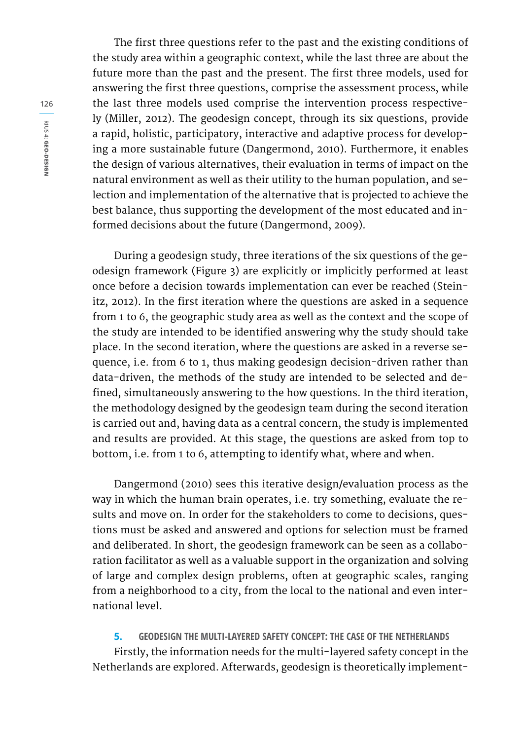The first three questions refer to the past and the existing conditions of the study area within a geographic context, while the last three are about the future more than the past and the present. The first three models, used for answering the first three questions, comprise the assessment process, while the last three models used comprise the intervention process respectively (Miller, 2012). The geodesign concept, through its six questions, provide a rapid, holistic, participatory, interactive and adaptive process for developing a more sustainable future (Dangermond, 2010). Furthermore, it enables the design of various alternatives, their evaluation in terms of impact on the natural environment as well as their utility to the human population, and selection and implementation of the alternative that is projected to achieve the best balance, thus supporting the development of the most educated and informed decisions about the future (Dangermond, 2009).

During a geodesign study, three iterations of the six questions of the geodesign framework (Figure 3) are explicitly or implicitly performed at least once before a decision towards implementation can ever be reached (Steinitz, 2012). In the first iteration where the questions are asked in a sequence from 1 to 6, the geographic study area as well as the context and the scope of the study are intended to be identified answering why the study should take place. In the second iteration, where the questions are asked in a reverse sequence, i.e. from 6 to 1, thus making geodesign decision-driven rather than data-driven, the methods of the study are intended to be selected and defined, simultaneously answering to the how questions. In the third iteration, the methodology designed by the geodesign team during the second iteration is carried out and, having data as a central concern, the study is implemented and results are provided. At this stage, the questions are asked from top to bottom, i.e. from 1 to 6, attempting to identify what, where and when.

Dangermond (2010) sees this iterative design/evaluation process as the way in which the human brain operates, i.e. try something, evaluate the results and move on. In order for the stakeholders to come to decisions, questions must be asked and answered and options for selection must be framed and deliberated. In short, the geodesign framework can be seen as a collaboration facilitator as well as a valuable support in the organization and solving of large and complex design problems, often at geographic scales, ranging from a neighborhood to a city, from the local to the national and even international level.

## 5. GEODESIGN THE MULTI-LAYERED SAFETY CONCEPT: THE CASE OF THE NETHERLANDS

Firstly, the information needs for the multi-layered safety concept in the Netherlands are explored. Afterwards, geodesign is theoretically implement-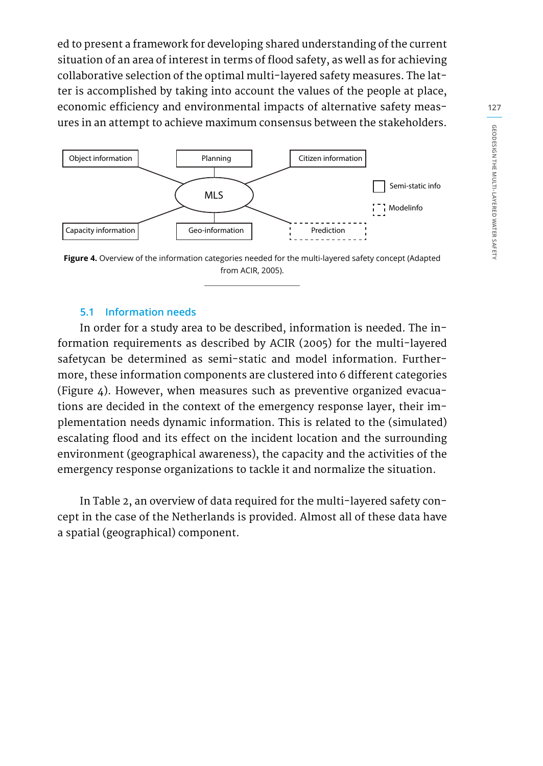ed to present a framework for developing shared understanding of the current situation of an area of interest in terms of flood safety, as well as for achieving collaborative selection of the optimal multi-layered safety measures. The latter is accomplished by taking into account the values of the people at place, economic efficiency and environmental impacts of alternative safety measures in an attempt to achieve maximum consensus between the stakeholders.

**Figure 4.** Overview of the information categories needed for the multi-layered safety concept (Adapted from ACIR, 2005).

### 5.1 Information needs

In order for a study area to be described, information is needed. The information requirements as described by ACIR (2005) for the multi-layered safetycan be determined as semi-static and model information. Furthermore, these information components are clustered into 6 different categories (Figure 4). However, when measures such as preventive organized evacuations are decided in the context of the emergency response layer, their implementation needs dynamic information. This is related to the (simulated) escalating flood and its effect on the incident location and the surrounding environment (geographical awareness), the capacity and the activities of the emergency response organizations to tackle it and normalize the situation.

In Table 2, an overview of data required for the multi-layered safety concept in the case of the Netherlands is provided. Almost all of these data have a spatial (geographical) component.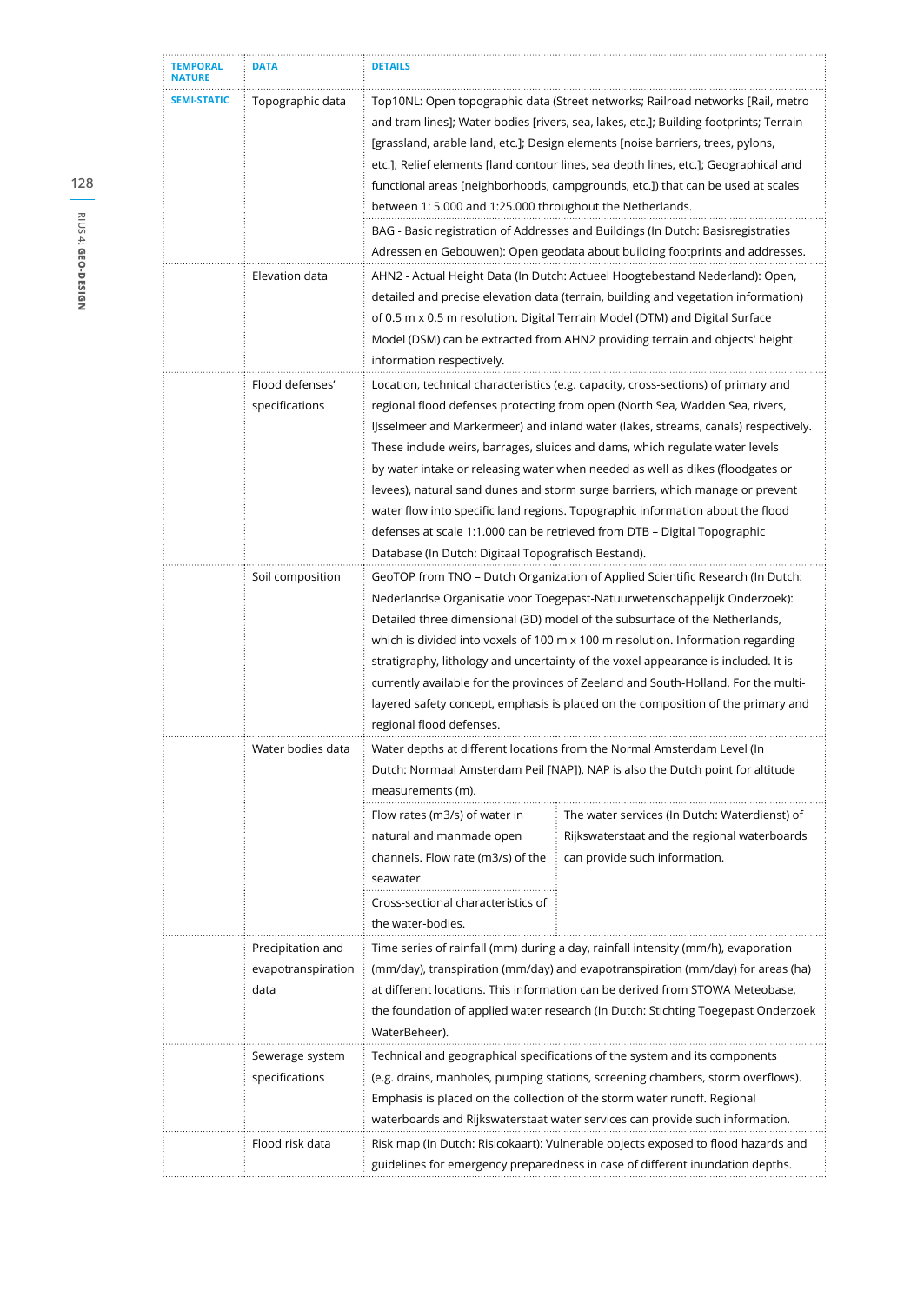| TEMPORAL NATURE | DATA | DETAILS | |
|---|---|---|---|
| SEMI-STATIC | Topographic data | Top10NL: Open topographic data (Street networks; Railroad networks [Rail, metro and tram lines]; Water bodies [rivers, sea, lakes, etc.]; Building footprints; Terrain [grassland, arable land, etc.]; Design elements [noise barriers, trees, pylons, etc.]; Relief elements [land contour lines, sea depth lines, etc.]; Geographical and functional areas [neighborhoods, campgrounds, etc.]) that can be used at scales between 1: 5.000 and 1:25.000 throughout the Netherlands. | |
| | | BAG - Basic registration of Addresses and Buildings (In Dutch: Basisregistraties Adressen en Gebouwen): Open geodata about building footprints and addresses. | |
| | Elevation data | AHN2 - Actual Height Data (In Dutch: Actueel Hoogtebestand Nederland): Open, detailed and precise elevation data (terrain, building and vegetation information) of 0.5 m x 0.5 m resolution. Digital Terrain Model (DTM) and Digital Surface Model (DSM) can be extracted from AHN2 providing terrain and objects' height information respectively. | |
| | Flood defenses' specifications | Location, technical characteristics (e.g. capacity, cross-sections) of primary and regional flood defenses protecting from open (North Sea, Wadden Sea, rivers, IJsselmeer and Markermeer) and inland water (lakes, streams, canals) respectively. These include weirs, barrages, sluices and dams, which regulate water levels by water intake or releasing water when needed as well as dikes (floodgates or levees), natural sand dunes and storm surge barriers, which manage or prevent water flow into specific land regions. Topographic information about the flood defenses at scale 1:1.000 can be retrieved from DTB – Digital Topographic Database (In Dutch: Digitaal Topografisch Bestand). | |
| | Soil composition | GeoTOP from TNO – Dutch Organization of Applied Scientific Research (In Dutch: Nederlandse Organisatie voor Toegepast-Natuurwetenschappelijk Onderzoek): Detailed three dimensional (3D) model of the subsurface of the Netherlands, which is divided into voxels of 100 m x 100 m resolution. Information regarding stratigraphy, lithology and uncertainty of the voxel appearance is included. It is currently available for the provinces of Zeeland and South-Holland. For the multi-layered safety concept, emphasis is placed on the composition of the primary and regional flood defenses. | |
| | Water bodies data | Water depths at different locations from the Normal Amsterdam Level (In Dutch: Normaal Amsterdam Peil [NAP]). NAP is also the Dutch point for altitude measurements (m). | |
| | | Flow rates (m3/s) of water in natural and manmade open channels. Flow rate (m3/s) of the seawater. | The water services (In Dutch: Waterdienst) of Rijkswaterstaat and the regional waterboards can provide such information. |
| | | Cross-sectional characteristics of the water-bodies. | |
| | Precipitation and evapotranspiration data | Time series of rainfall (mm) during a day, rainfall intensity (mm/h), evaporation (mm/day), transpiration (mm/day) and evapotranspiration (mm/day) for areas (ha) at different locations. This information can be derived from STOWA Meteobase, the foundation of applied water research (In Dutch: Stichting Toegepast Onderzoek WaterBeheer). | |
| | Sewerage system specifications | Technical and geographical specifications of the system and its components (e.g. drains, manholes, pumping stations, screening chambers, storm overflows). Emphasis is placed on the collection of the storm water runoff. Regional waterboards and Rijkswaterstaat water services can provide such information. | |
| | Flood risk data | Risk map (In Dutch: Risicokaart): Vulnerable objects exposed to flood hazards and guidelines for emergency preparedness in case of different inundation depths. | |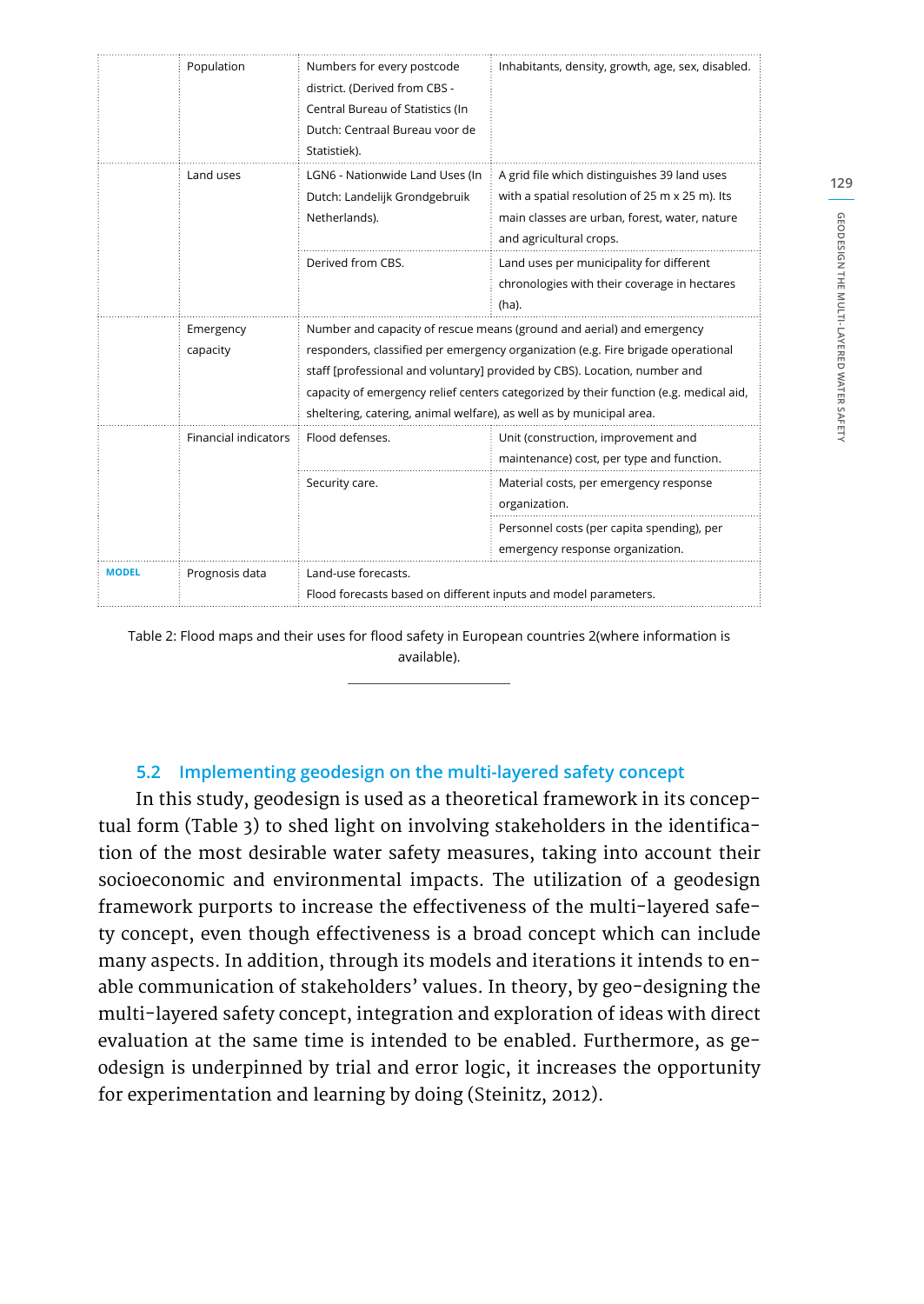| | | | |
|---|---|---|---|
| | Population | Numbers for every postcode district. (Derived from CBS - Central Bureau of Statistics (In Dutch: Centraal Bureau voor de Statistiek). | Inhabitants, density, growth, age, sex, disabled. |
| | Land uses | LGN6 - Nationwide Land Uses (In Dutch: Landelijk Grondgebruik Netherlands). | A grid file which distinguishes 39 land uses with a spatial resolution of 25 m x 25 m). Its main classes are urban, forest, water, nature and agricultural crops. |
| | | Derived from CBS. | Land uses per municipality for different chronologies with their coverage in hectares (ha). |
| | Emergency capacity | Number and capacity of rescue means (ground and aerial) and emergency responders, classified per emergency organization (e.g. Fire brigade operational staff [professional and voluntary] provided by CBS). Location, number and capacity of emergency relief centers categorized by their function (e.g. medical aid, sheltering, catering, animal welfare), as well as by municipal area. | |
| | Financial indicators | Flood defenses. | Unit (construction, improvement and maintenance) cost, per type and function. |
| | | Security care. | Material costs, per emergency response organization. |
| | | | Personnel costs (per capita spending), per emergency response organization. |
| **MODEL** | Prognosis data | Land-use forecasts. Flood forecasts based on different inputs and model parameters. | |

Table 2: Flood maps and their uses for flood safety in European countries 2(where information is available).

## 5.2 Implementing geodesign on the multi-layered safety concept

In this study, geodesign is used as a theoretical framework in its conceptual form (Table 3) to shed light on involving stakeholders in the identification of the most desirable water safety measures, taking into account their socioeconomic and environmental impacts. The utilization of a geodesign framework purports to increase the effectiveness of the multi-layered safety concept, even though effectiveness is a broad concept which can include many aspects. In addition, through its models and iterations it intends to enable communication of stakeholders' values. In theory, by geo-designing the multi-layered safety concept, integration and exploration of ideas with direct evaluation at the same time is intended to be enabled. Furthermore, as geodesign is underpinned by trial and error logic, it increases the opportunity for experimentation and learning by doing (Steinitz, 2012).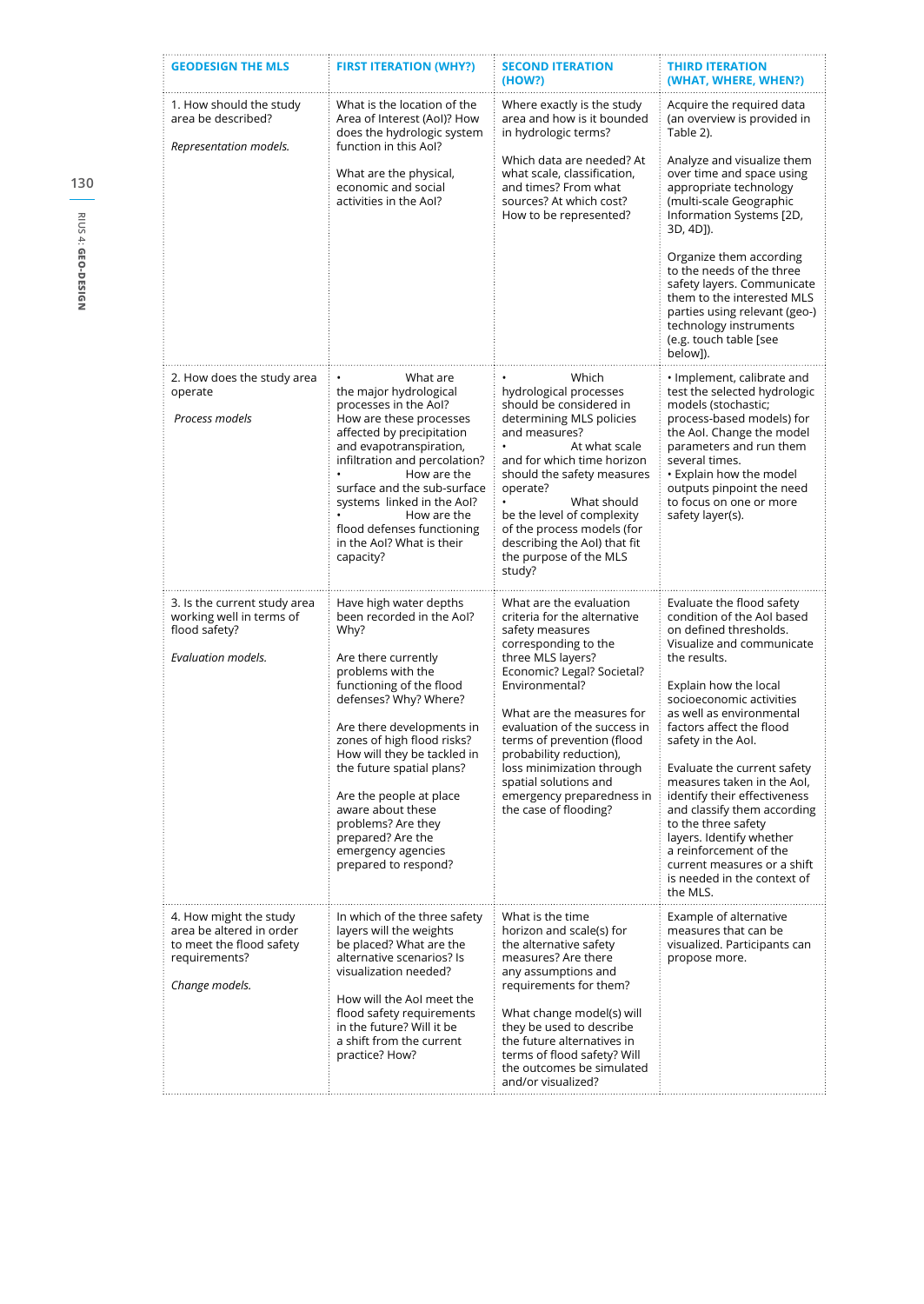| GEODESIGN THE MLS | FIRST ITERATION (WHY?) | SECOND ITERATION (HOW?) | THIRD ITERATION (WHAT, WHERE, WHEN?) |
|---|---|---|---|
| 1. How should the study area be described?<br><br>*Representation models.* | What is the location of the Area of Interest (AoI)? How does the hydrologic system function in this AoI?<br><br>What are the physical, economic and social activities in the AoI? | Where exactly is the study area and how is it bounded in hydrologic terms?<br><br>Which data are needed? At what scale, classification, and times? From what sources? At which cost? How to be represented? | Acquire the required data (an overview is provided in Table 2).<br><br>Analyze and visualize them over time and space using appropriate technology (multi-scale Geographic Information Systems [2D, 3D, 4D]).<br><br>Organize them according to the needs of the three safety layers. Communicate them to the interested MLS parties using relevant (geo-) technology instruments (e.g. touch table [see below]). |
| 2. How does the study area operate<br><br>*Process models* | • What are the major hydrological processes in the AoI? How are these processes affected by precipitation and evapotranspiration, infiltration and percolation?<br>• How are the surface and the sub-surface systems linked in the AoI?<br>• How are the flood defenses functioning in the AoI? What is their capacity? | • Which hydrological processes should be considered in determining MLS policies and measures?<br>• At what scale and for which time horizon should the safety measures operate?<br>• What should be the level of complexity of the process models (for describing the AoI) that fit the purpose of the MLS study? | • Implement, calibrate and test the selected hydrologic models (stochastic; process-based models) for the AoI. Change the model parameters and run them several times.<br>• Explain how the model outputs pinpoint the need to focus on one or more safety layer(s). |
| 3. Is the current study area working well in terms of flood safety?<br><br>*Evaluation models.* | Have high water depths been recorded in the AoI? Why?<br><br>Are there currently problems with the functioning of the flood defenses? Why? Where?<br><br>Are there developments in zones of high flood risks? How will they be tackled in the future spatial plans?<br><br>Are the people at place aware about these problems? Are they prepared? Are the emergency agencies prepared to respond? | What are the evaluation criteria for the alternative safety measures corresponding to the three MLS layers? Economic? Legal? Societal? Environmental?<br><br>What are the measures for evaluation of the success in terms of prevention (flood probability reduction), loss minimization through spatial solutions and emergency preparedness in the case of flooding? | Evaluate the flood safety condition of the AoI based on defined thresholds. Visualize and communicate the results.<br><br>Explain how the local socioeconomic activities as well as environmental factors affect the flood safety in the AoI.<br><br>Evaluate the current safety measures taken in the AoI, identify their effectiveness and classify them according to the three safety layers. Identify whether a reinforcement of the current measures or a shift is needed in the context of the MLS. |
| 4. How might the study area be altered in order to meet the flood safety requirements?<br><br>*Change models.* | In which of the three safety layers will the weights be placed? What are the alternative scenarios? Is visualization needed?<br><br>How will the AoI meet the flood safety requirements in the future? Will it be a shift from the current practice? How? | What is the time horizon and scale(s) for the alternative safety measures? Are there any assumptions and requirements for them?<br><br>What change model(s) will they be used to describe the future alternatives in terms of flood safety? Will the outcomes be simulated and/or visualized? | Example of alternative measures that can be visualized. Participants can propose more. |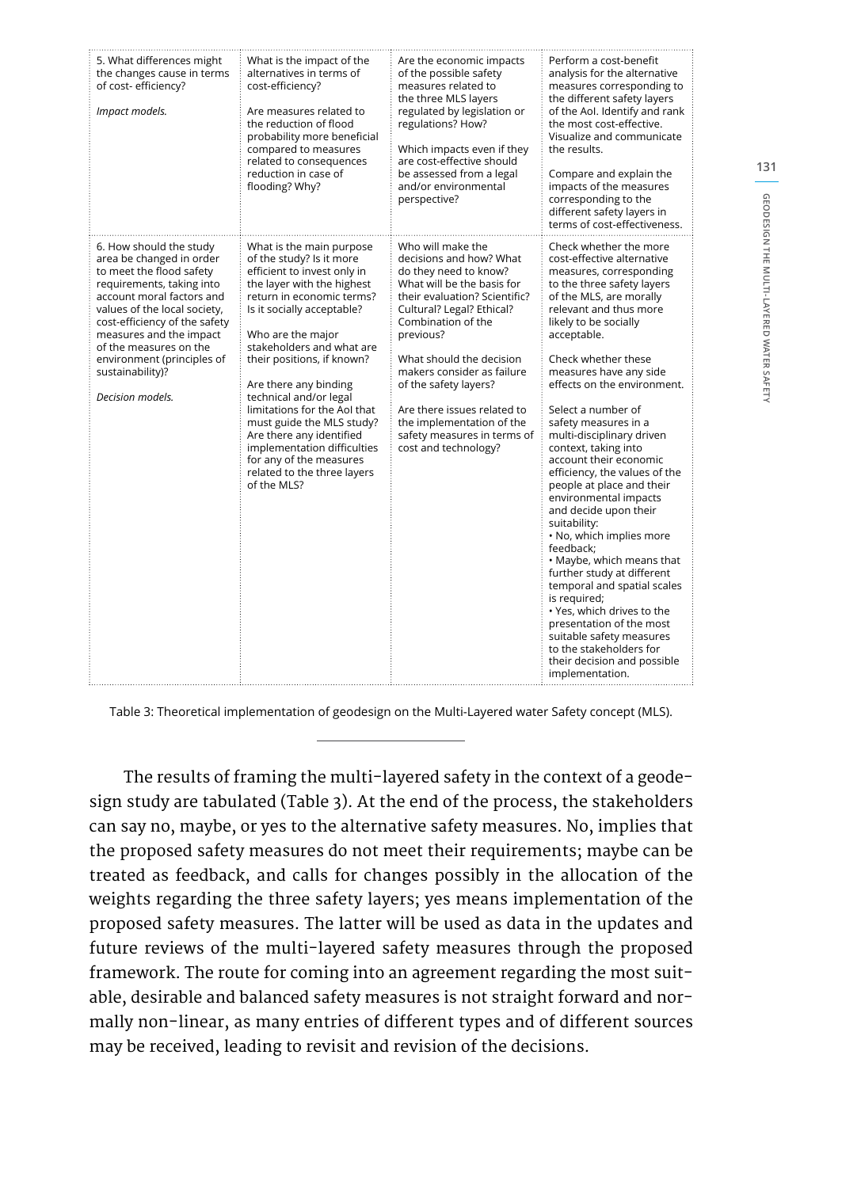| | | | |
|---|---|---|---|
| 5. What differences might the changes cause in terms of cost- efficiency?<br><br>*Impact models.* | What is the impact of the alternatives in terms of cost-efficiency?<br><br>Are measures related to the reduction of flood probability more beneficial compared to measures related to consequences reduction in case of flooding? Why? | Are the economic impacts of the possible safety measures related to the three MLS layers regulated by legislation or regulations? How?<br><br>Which impacts even if they are cost-effective should be assessed from a legal and/or environmental perspective? | Perform a cost-benefit analysis for the alternative measures corresponding to the different safety layers of the AoI. Identify and rank the most cost-effective. Visualize and communicate the results.<br><br>Compare and explain the impacts of the measures corresponding to the different safety layers in terms of cost-effectiveness. |
| 6. How should the study area be changed in order to meet the flood safety requirements, taking into account moral factors and values of the local society, cost-efficiency of the safety measures and the impact of the measures on the environment (principles of sustainability)?<br><br>*Decision models.* | What is the main purpose of the study? Is it more efficient to invest only in the layer with the highest return in economic terms? Is it socially acceptable?<br><br>Who are the major stakeholders and what are their positions, if known?<br><br>Are there any binding technical and/or legal limitations for the AoI that must guide the MLS study? Are there any identified implementation difficulties for any of the measures related to the three layers of the MLS? | Who will make the decisions and how? What do they need to know? What will be the basis for their evaluation? Scientific? Cultural? Legal? Ethical? Combination of the previous?<br><br>What should the decision makers consider as failure of the safety layers?<br><br>Are there issues related to the implementation of the safety measures in terms of cost and technology? | Check whether the more cost-effective alternative measures, corresponding to the three safety layers of the MLS, are morally relevant and thus more likely to be socially acceptable.<br><br>Check whether these measures have any side effects on the environment.<br><br>Select a number of safety measures in a multi-disciplinary driven context, taking into account their economic efficiency, the values of the people at place and their environmental impacts and decide upon their suitability:<br>• No, which implies more feedback;<br>• Maybe, which means that further study at different temporal and spatial scales is required;<br>• Yes, which drives to the presentation of the most suitable safety measures to the stakeholders for their decision and possible implementation. |

Table 3: Theoretical implementation of geodesign on the Multi-Layered water Safety concept (MLS).

The results of framing the multi-layered safety in the context of a geodesign study are tabulated (Table 3). At the end of the process, the stakeholders can say no, maybe, or yes to the alternative safety measures. No, implies that the proposed safety measures do not meet their requirements; maybe can be treated as feedback, and calls for changes possibly in the allocation of the weights regarding the three safety layers; yes means implementation of the proposed safety measures. The latter will be used as data in the updates and future reviews of the multi-layered safety measures through the proposed framework. The route for coming into an agreement regarding the most suitable, desirable and balanced safety measures is not straight forward and normally non-linear, as many entries of different types and of different sources may be received, leading to revisit and revision of the decisions.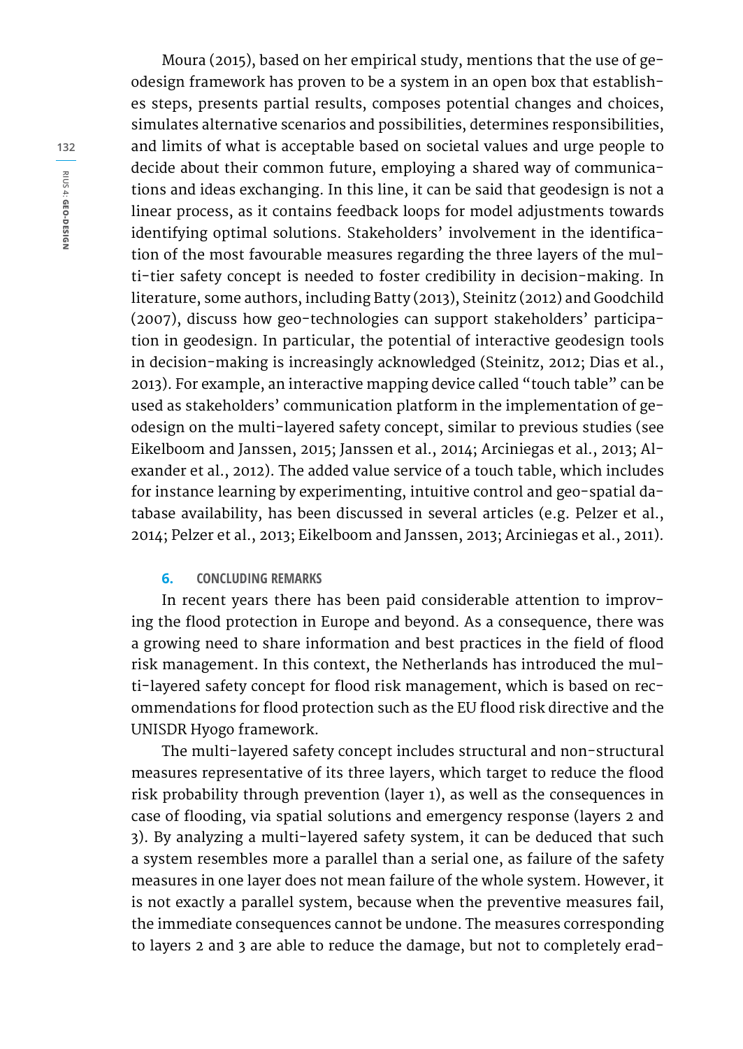Moura (2015), based on her empirical study, mentions that the use of geodesign framework has proven to be a system in an open box that establishes steps, presents partial results, composes potential changes and choices, simulates alternative scenarios and possibilities, determines responsibilities, and limits of what is acceptable based on societal values and urge people to decide about their common future, employing a shared way of communications and ideas exchanging. In this line, it can be said that geodesign is not a linear process, as it contains feedback loops for model adjustments towards identifying optimal solutions. Stakeholders' involvement in the identification of the most favourable measures regarding the three layers of the multi-tier safety concept is needed to foster credibility in decision-making. In literature, some authors, including Batty (2013), Steinitz (2012) and Goodchild (2007), discuss how geo-technologies can support stakeholders' participation in geodesign. In particular, the potential of interactive geodesign tools in decision-making is increasingly acknowledged (Steinitz, 2012; Dias et al., 2013). For example, an interactive mapping device called "touch table" can be used as stakeholders' communication platform in the implementation of geodesign on the multi-layered safety concept, similar to previous studies (see Eikelboom and Janssen, 2015; Janssen et al., 2014; Arciniegas et al., 2013; Alexander et al., 2012). The added value service of a touch table, which includes for instance learning by experimenting, intuitive control and geo-spatial database availability, has been discussed in several articles (e.g. Pelzer et al., 2014; Pelzer et al., 2013; Eikelboom and Janssen, 2013; Arciniegas et al., 2011).

## 6. CONCLUDING REMARKS

In recent years there has been paid considerable attention to improving the flood protection in Europe and beyond. As a consequence, there was a growing need to share information and best practices in the field of flood risk management. In this context, the Netherlands has introduced the multi-layered safety concept for flood risk management, which is based on recommendations for flood protection such as the EU flood risk directive and the UNISDR Hyogo framework.

The multi-layered safety concept includes structural and non-structural measures representative of its three layers, which target to reduce the flood risk probability through prevention (layer 1), as well as the consequences in case of flooding, via spatial solutions and emergency response (layers 2 and 3). By analyzing a multi-layered safety system, it can be deduced that such a system resembles more a parallel than a serial one, as failure of the safety measures in one layer does not mean failure of the whole system. However, it is not exactly a parallel system, because when the preventive measures fail, the immediate consequences cannot be undone. The measures corresponding to layers 2 and 3 are able to reduce the damage, but not to completely erad-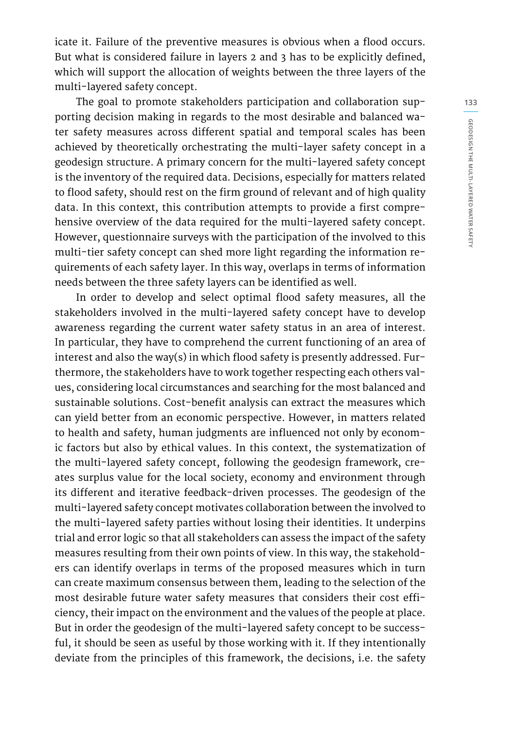icate it. Failure of the preventive measures is obvious when a flood occurs. But what is considered failure in layers 2 and 3 has to be explicitly defined, which will support the allocation of weights between the three layers of the multi-layered safety concept.

The goal to promote stakeholders participation and collaboration supporting decision making in regards to the most desirable and balanced water safety measures across different spatial and temporal scales has been achieved by theoretically orchestrating the multi-layer safety concept in a geodesign structure. A primary concern for the multi-layered safety concept is the inventory of the required data. Decisions, especially for matters related to flood safety, should rest on the firm ground of relevant and of high quality data. In this context, this contribution attempts to provide a first comprehensive overview of the data required for the multi-layered safety concept. However, questionnaire surveys with the participation of the involved to this multi-tier safety concept can shed more light regarding the information requirements of each safety layer. In this way, overlaps in terms of information needs between the three safety layers can be identified as well.

In order to develop and select optimal flood safety measures, all the stakeholders involved in the multi-layered safety concept have to develop awareness regarding the current water safety status in an area of interest. In particular, they have to comprehend the current functioning of an area of interest and also the way(s) in which flood safety is presently addressed. Furthermore, the stakeholders have to work together respecting each others values, considering local circumstances and searching for the most balanced and sustainable solutions. Cost-benefit analysis can extract the measures which can yield better from an economic perspective. However, in matters related to health and safety, human judgments are influenced not only by economic factors but also by ethical values. In this context, the systematization of the multi-layered safety concept, following the geodesign framework, creates surplus value for the local society, economy and environment through its different and iterative feedback-driven processes. The geodesign of the multi-layered safety concept motivates collaboration between the involved to the multi-layered safety parties without losing their identities. It underpins trial and error logic so that all stakeholders can assess the impact of the safety measures resulting from their own points of view. In this way, the stakeholders can identify overlaps in terms of the proposed measures which in turn can create maximum consensus between them, leading to the selection of the most desirable future water safety measures that considers their cost efficiency, their impact on the environment and the values of the people at place. But in order the geodesign of the multi-layered safety concept to be successful, it should be seen as useful by those working with it. If they intentionally deviate from the principles of this framework, the decisions, i.e. the safety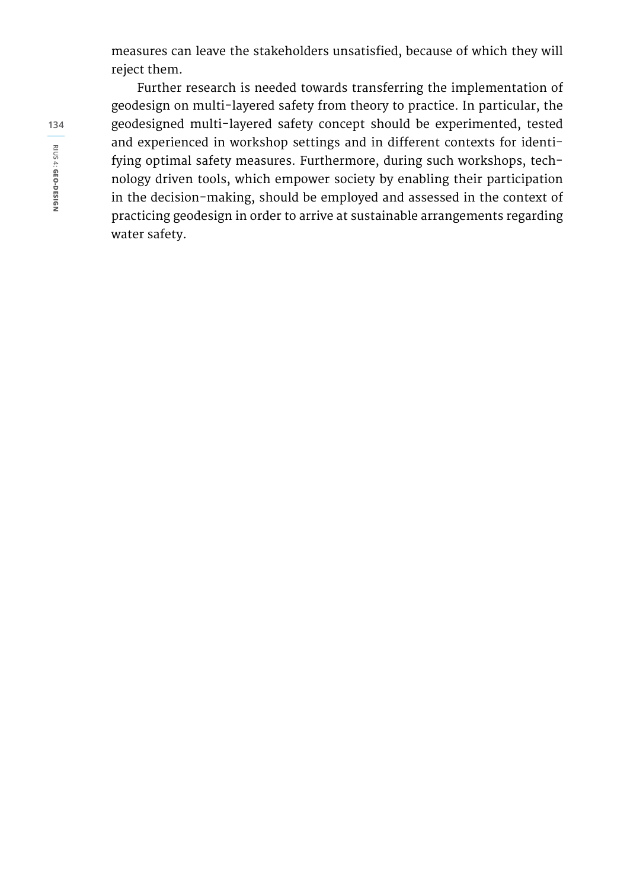measures can leave the stakeholders unsatisfied, because of which they will reject them.

Further research is needed towards transferring the implementation of geodesign on multi-layered safety from theory to practice. In particular, the geodesigned multi-layered safety concept should be experimented, tested and experienced in workshop settings and in different contexts for identifying optimal safety measures. Furthermore, during such workshops, technology driven tools, which empower society by enabling their participation in the decision-making, should be employed and assessed in the context of practicing geodesign in order to arrive at sustainable arrangements regarding water safety.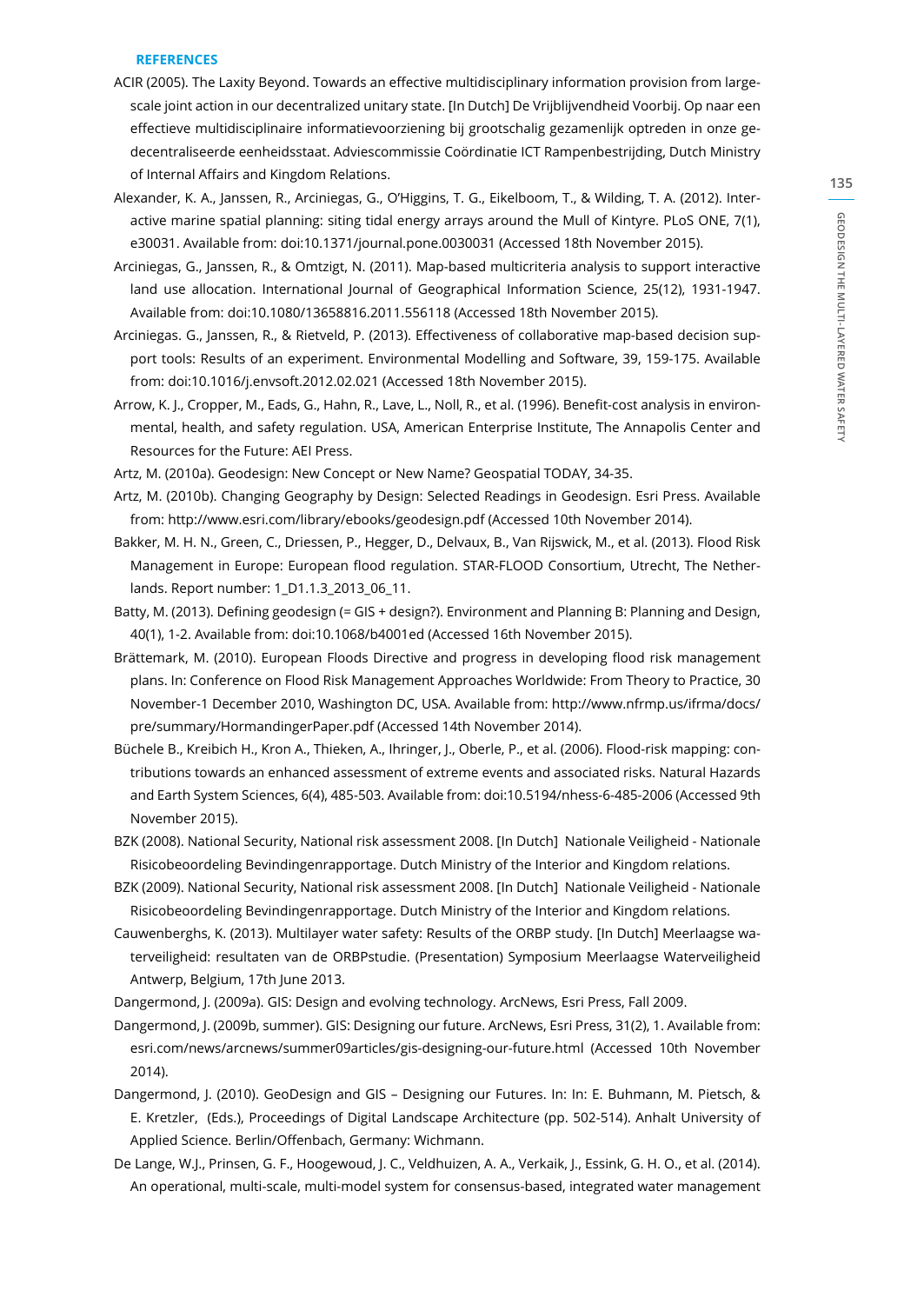## REFERENCES

ACIR (2005). The Laxity Beyond. Towards an effective multidisciplinary information provision from large-scale joint action in our decentralized unitary state. [In Dutch] De Vrijblijvendheid Voorbij. Op naar een effectieve multidisciplinaire informatievoorziening bij grootschalig gezamenlijk optreden in onze gedecentraliseerde eenheidsstaat. Adviescommissie Coördinatie ICT Rampenbestrijding, Dutch Ministry of Internal Affairs and Kingdom Relations.

Alexander, K. A., Janssen, R., Arciniegas, G., O'Higgins, T. G., Eikelboom, T., & Wilding, T. A. (2012). Interactive marine spatial planning: siting tidal energy arrays around the Mull of Kintyre. PLoS ONE, 7(1), e30031. Available from: doi:10.1371/journal.pone.0030031 (Accessed 18th November 2015).

Arciniegas, G., Janssen, R., & Omtzigt, N. (2011). Map-based multicriteria analysis to support interactive land use allocation. International Journal of Geographical Information Science, 25(12), 1931-1947. Available from: doi:10.1080/13658816.2011.556118 (Accessed 18th November 2015).

Arciniegas. G., Janssen, R., & Rietveld, P. (2013). Effectiveness of collaborative map-based decision support tools: Results of an experiment. Environmental Modelling and Software, 39, 159-175. Available from: doi:10.1016/j.envsoft.2012.02.021 (Accessed 18th November 2015).

Arrow, K. J., Cropper, M., Eads, G., Hahn, R., Lave, L., Noll, R., et al. (1996). Benefit-cost analysis in environmental, health, and safety regulation. USA, American Enterprise Institute, The Annapolis Center and Resources for the Future: AEI Press.

Artz, M. (2010a). Geodesign: New Concept or New Name? Geospatial TODAY, 34-35.

Artz, M. (2010b). Changing Geography by Design: Selected Readings in Geodesign. Esri Press. Available from: http://www.esri.com/library/ebooks/geodesign.pdf (Accessed 10th November 2014).

Bakker, M. H. N., Green, C., Driessen, P., Hegger, D., Delvaux, B., Van Rijswick, M., et al. (2013). Flood Risk Management in Europe: European flood regulation. STAR-FLOOD Consortium, Utrecht, The Netherlands. Report number: 1_D1.1.3_2013_06_11.

Batty, M. (2013). Defining geodesign (= GIS + design?). Environment and Planning B: Planning and Design, 40(1), 1-2. Available from: doi:10.1068/b4001ed (Accessed 16th November 2015).

Brättemark, M. (2010). European Floods Directive and progress in developing flood risk management plans. In: Conference on Flood Risk Management Approaches Worldwide: From Theory to Practice, 30 November-1 December 2010, Washington DC, USA. Available from: http://www.nfrmp.us/ifrma/docs/pre/summary/HormandingerPaper.pdf (Accessed 14th November 2014).

Büchele B., Kreibich H., Kron A., Thieken, A., Ihringer, J., Oberle, P., et al. (2006). Flood-risk mapping: contributions towards an enhanced assessment of extreme events and associated risks. Natural Hazards and Earth System Sciences, 6(4), 485-503. Available from: doi:10.5194/nhess-6-485-2006 (Accessed 9th November 2015).

BZK (2008). National Security, National risk assessment 2008. [In Dutch] Nationale Veiligheid - Nationale Risicobeoordeling Bevindingenrapportage. Dutch Ministry of the Interior and Kingdom relations.

BZK (2009). National Security, National risk assessment 2008. [In Dutch] Nationale Veiligheid - Nationale Risicobeoordeling Bevindingenrapportage. Dutch Ministry of the Interior and Kingdom relations.

Cauwenberghs, K. (2013). Multilayer water safety: Results of the ORBP study. [In Dutch] Meerlaagse waterveiligheid: resultaten van de ORBPstudie. (Presentation) Symposium Meerlaagse Waterveiligheid Antwerp, Belgium, 17th June 2013.

Dangermond, J. (2009a). GIS: Design and evolving technology. ArcNews, Esri Press, Fall 2009.

Dangermond, J. (2009b, summer). GIS: Designing our future. ArcNews, Esri Press, 31(2), 1. Available from: esri.com/news/arcnews/summer09articles/gis-designing-our-future.html (Accessed 10th November 2014).

Dangermond, J. (2010). GeoDesign and GIS – Designing our Futures. In: In: E. Buhmann, M. Pietsch, & E. Kretzler, (Eds.), Proceedings of Digital Landscape Architecture (pp. 502-514). Anhalt University of Applied Science. Berlin/Offenbach, Germany: Wichmann.

De Lange, W.J., Prinsen, G. F., Hoogewoud, J. C., Veldhuizen, A. A., Verkaik, J., Essink, G. H. O., et al. (2014). An operational, multi-scale, multi-model system for consensus-based, integrated water management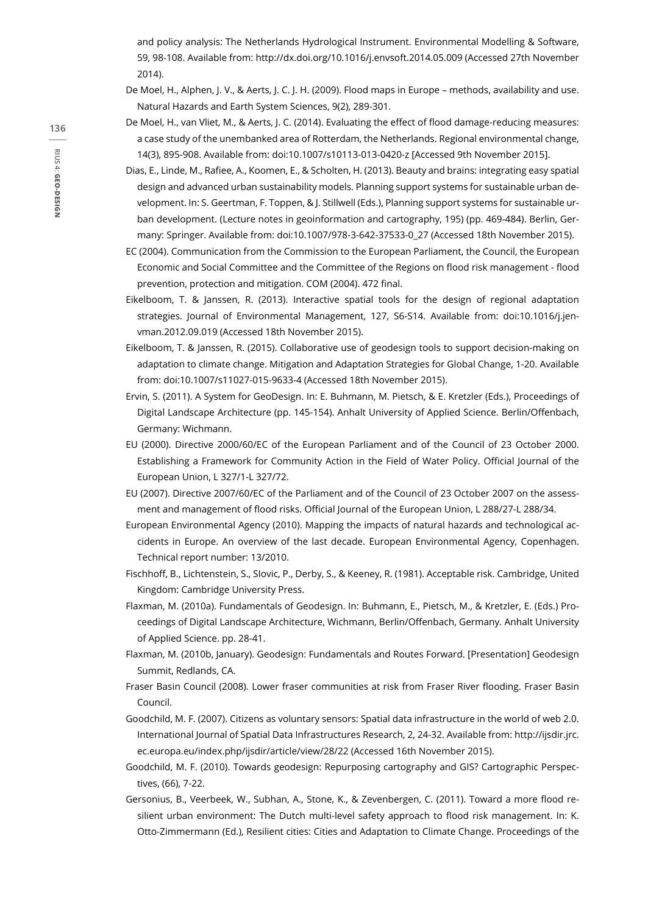and policy analysis: The Netherlands Hydrological Instrument. Environmental Modelling & Software, 59, 98-108. Available from: http://dx.doi.org/10.1016/j.envsoft.2014.05.009 (Accessed 27th November 2014).

De Moel, H., Alphen, J. V., & Aerts, J. C. J. H. (2009). Flood maps in Europe – methods, availability and use. Natural Hazards and Earth System Sciences, 9(2), 289-301.

De Moel, H., van Vliet, M., & Aerts, J. C. (2014). Evaluating the effect of flood damage-reducing measures: a case study of the unembanked area of Rotterdam, the Netherlands. Regional environmental change, 14(3), 895-908. Available from: doi:10.1007/s10113-013-0420-z [Accessed 9th November 2015].

Dias, E., Linde, M., Rafiee, A., Koomen, E., & Scholten, H. (2013). Beauty and brains: integrating easy spatial design and advanced urban sustainability models. Planning support systems for sustainable urban development. In: S. Geertman, F. Toppen, & J. Stillwell (Eds.), Planning support systems for sustainable urban development. (Lecture notes in geoinformation and cartography, 195) (pp. 469-484). Berlin, Germany: Springer. Available from: doi:10.1007/978-3-642-37533-0_27 (Accessed 18th November 2015).

EC (2004). Communication from the Commission to the European Parliament, the Council, the European Economic and Social Committee and the Committee of the Regions on flood risk management - flood prevention, protection and mitigation. COM (2004). 472 final.

Eikelboom, T. & Janssen, R. (2013). Interactive spatial tools for the design of regional adaptation strategies. Journal of Environmental Management, 127, S6-S14. Available from: doi:10.1016/j.jenvman.2012.09.019 (Accessed 18th November 2015).

Eikelboom, T. & Janssen, R. (2015). Collaborative use of geodesign tools to support decision-making on adaptation to climate change. Mitigation and Adaptation Strategies for Global Change, 1-20. Available from: doi:10.1007/s11027-015-9633-4 (Accessed 18th November 2015).

Ervin, S. (2011). A System for GeoDesign. In: E. Buhmann, M. Pietsch, & E. Kretzler (Eds.), Proceedings of Digital Landscape Architecture (pp. 145-154). Anhalt University of Applied Science. Berlin/Offenbach, Germany: Wichmann.

EU (2000). Directive 2000/60/EC of the European Parliament and of the Council of 23 October 2000. Establishing a Framework for Community Action in the Field of Water Policy. Official Journal of the European Union, L 327/1-L 327/72.

EU (2007). Directive 2007/60/EC of the Parliament and of the Council of 23 October 2007 on the assessment and management of flood risks. Official Journal of the European Union, L 288/27-L 288/34.

European Environmental Agency (2010). Mapping the impacts of natural hazards and technological accidents in Europe. An overview of the last decade. European Environmental Agency, Copenhagen. Technical report number: 13/2010.

Fischhoff, B., Lichtenstein, S., Slovic, P., Derby, S., & Keeney, R. (1981). Acceptable risk. Cambridge, United Kingdom: Cambridge University Press.

Flaxman, M. (2010a). Fundamentals of Geodesign. In: Buhmann, E., Pietsch, M., & Kretzler, E. (Eds.) Proceedings of Digital Landscape Architecture, Wichmann, Berlin/Offenbach, Germany. Anhalt University of Applied Science. pp. 28-41.

Flaxman, M. (2010b, January). Geodesign: Fundamentals and Routes Forward. [Presentation] Geodesign Summit, Redlands, CA.

Fraser Basin Council (2008). Lower fraser communities at risk from Fraser River flooding. Fraser Basin Council.

Goodchild, M. F. (2007). Citizens as voluntary sensors: Spatial data infrastructure in the world of web 2.0. International Journal of Spatial Data Infrastructures Research, 2, 24-32. Available from: http://ijsdir.jrc.ec.europa.eu/index.php/ijsdir/article/view/28/22 (Accessed 16th November 2015).

Goodchild, M. F. (2010). Towards geodesign: Repurposing cartography and GIS? Cartographic Perspectives, (66), 7-22.

Gersonius, B., Veerbeek, W., Subhan, A., Stone, K., & Zevenbergen, C. (2011). Toward a more flood resilient urban environment: The Dutch multi-level safety approach to flood risk management. In: K. Otto-Zimmermann (Ed.), Resilient cities: Cities and Adaptation to Climate Change. Proceedings of the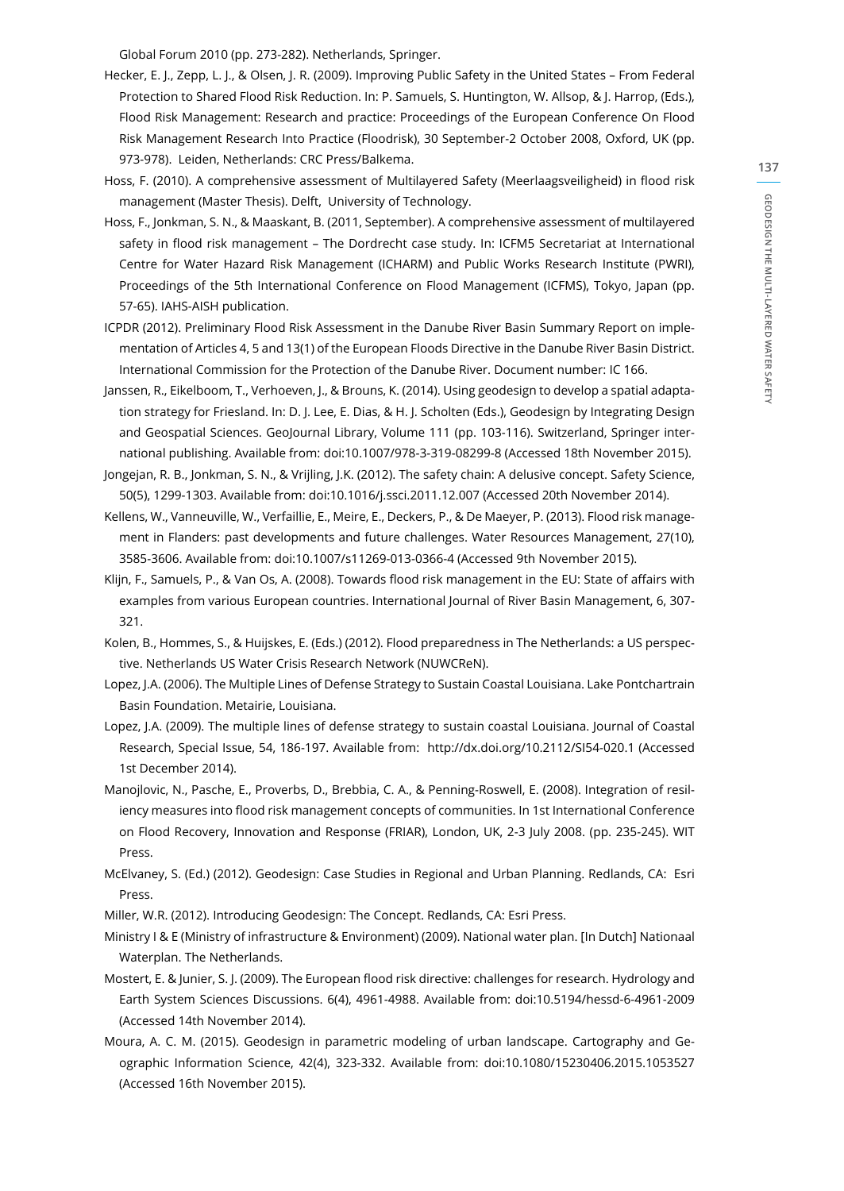Global Forum 2010 (pp. 273-282). Netherlands, Springer.

Hecker, E. J., Zepp, L. J., & Olsen, J. R. (2009). Improving Public Safety in the United States – From Federal Protection to Shared Flood Risk Reduction. In: P. Samuels, S. Huntington, W. Allsop, & J. Harrop, (Eds.), Flood Risk Management: Research and practice: Proceedings of the European Conference On Flood Risk Management Research Into Practice (Floodrisk), 30 September-2 October 2008, Oxford, UK (pp. 973-978). Leiden, Netherlands: CRC Press/Balkema.

Hoss, F. (2010). A comprehensive assessment of Multilayered Safety (Meerlaagsveiligheid) in flood risk management (Master Thesis). Delft, University of Technology.

Hoss, F., Jonkman, S. N., & Maaskant, B. (2011, September). A comprehensive assessment of multilayered safety in flood risk management – The Dordrecht case study. In: ICFM5 Secretariat at International Centre for Water Hazard Risk Management (ICHARM) and Public Works Research Institute (PWRI), Proceedings of the 5th International Conference on Flood Management (ICFMS), Tokyo, Japan (pp. 57-65). IAHS-AISH publication.

ICPDR (2012). Preliminary Flood Risk Assessment in the Danube River Basin Summary Report on implementation of Articles 4, 5 and 13(1) of the European Floods Directive in the Danube River Basin District. International Commission for the Protection of the Danube River. Document number: IC 166.

Janssen, R., Eikelboom, T., Verhoeven, J., & Brouns, K. (2014). Using geodesign to develop a spatial adaptation strategy for Friesland. In: D. J. Lee, E. Dias, & H. J. Scholten (Eds.), Geodesign by Integrating Design and Geospatial Sciences. GeoJournal Library, Volume 111 (pp. 103-116). Switzerland, Springer international publishing. Available from: doi:10.1007/978-3-319-08299-8 (Accessed 18th November 2015).

Jongejan, R. B., Jonkman, S. N., & Vrijling, J.K. (2012). The safety chain: A delusive concept. Safety Science, 50(5), 1299-1303. Available from: doi:10.1016/j.ssci.2011.12.007 (Accessed 20th November 2014).

Kellens, W., Vanneuville, W., Verfaillie, E., Meire, E., Deckers, P., & De Maeyer, P. (2013). Flood risk management in Flanders: past developments and future challenges. Water Resources Management, 27(10), 3585-3606. Available from: doi:10.1007/s11269-013-0366-4 (Accessed 9th November 2015).

Klijn, F., Samuels, P., & Van Os, A. (2008). Towards flood risk management in the EU: State of affairs with examples from various European countries. International Journal of River Basin Management, 6, 307-321.

Kolen, B., Hommes, S., & Huijskes, E. (Eds.) (2012). Flood preparedness in The Netherlands: a US perspective. Netherlands US Water Crisis Research Network (NUWCReN).

Lopez, J.A. (2006). The Multiple Lines of Defense Strategy to Sustain Coastal Louisiana. Lake Pontchartrain Basin Foundation. Metairie, Louisiana.

Lopez, J.A. (2009). The multiple lines of defense strategy to sustain coastal Louisiana. Journal of Coastal Research, Special Issue, 54, 186-197. Available from: http://dx.doi.org/10.2112/SI54-020.1 (Accessed 1st December 2014).

Manojlovic, N., Pasche, E., Proverbs, D., Brebbia, C. A., & Penning-Roswell, E. (2008). Integration of resiliency measures into flood risk management concepts of communities. In 1st International Conference on Flood Recovery, Innovation and Response (FRIAR), London, UK, 2-3 July 2008. (pp. 235-245). WIT Press.

McElvaney, S. (Ed.) (2012). Geodesign: Case Studies in Regional and Urban Planning. Redlands, CA: Esri Press.

Miller, W.R. (2012). Introducing Geodesign: The Concept. Redlands, CA: Esri Press.

Ministry I & E (Ministry of infrastructure & Environment) (2009). National water plan. [In Dutch] Nationaal Waterplan. The Netherlands.

Mostert, E. & Junier, S. J. (2009). The European flood risk directive: challenges for research. Hydrology and Earth System Sciences Discussions. 6(4), 4961-4988. Available from: doi:10.5194/hessd-6-4961-2009 (Accessed 14th November 2014).

Moura, A. C. M. (2015). Geodesign in parametric modeling of urban landscape. Cartography and Geographic Information Science, 42(4), 323-332. Available from: doi:10.1080/15230406.2015.1053527 (Accessed 16th November 2015).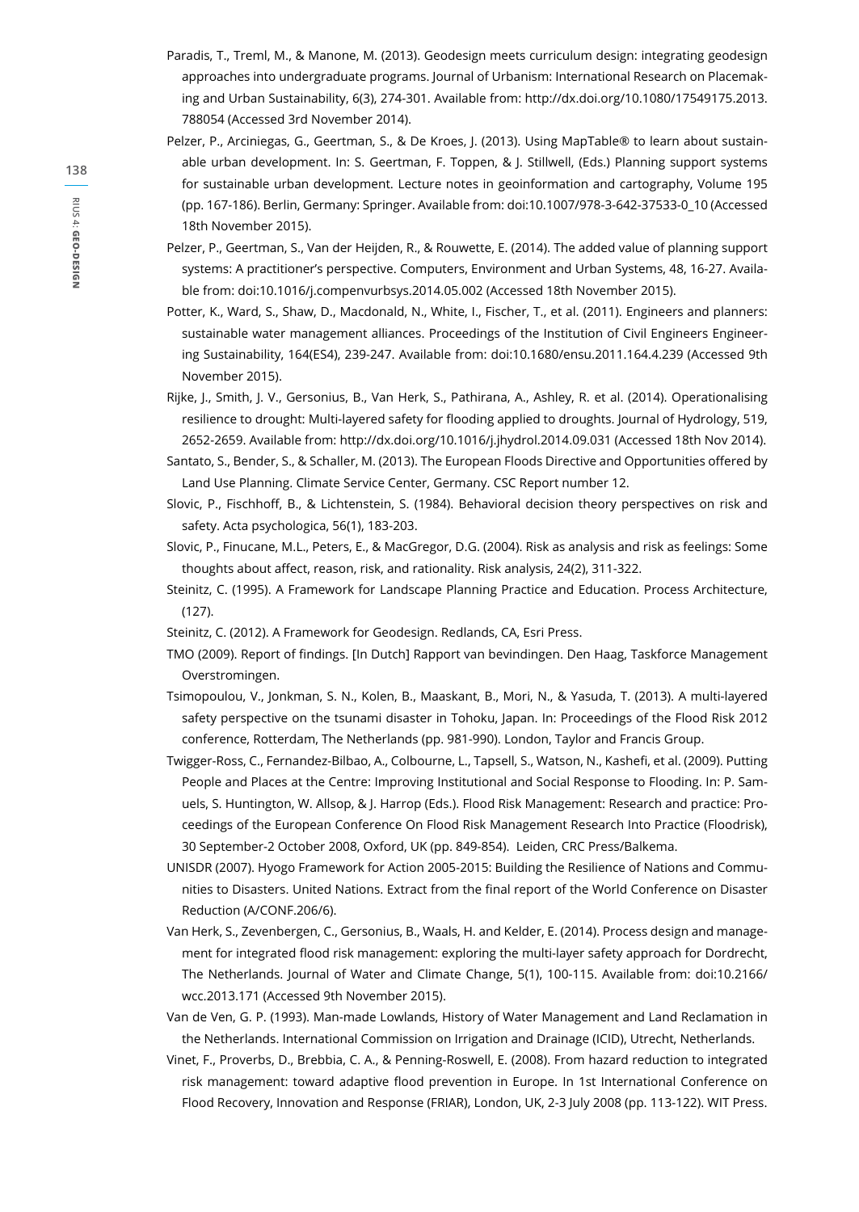Paradis, T., Treml, M., & Manone, M. (2013). Geodesign meets curriculum design: integrating geodesign approaches into undergraduate programs. Journal of Urbanism: International Research on Placemaking and Urban Sustainability, 6(3), 274-301. Available from: http://dx.doi.org/10.1080/17549175.2013.788054 (Accessed 3rd November 2014).

Pelzer, P., Arciniegas, G., Geertman, S., & De Kroes, J. (2013). Using MapTable® to learn about sustainable urban development. In: S. Geertman, F. Toppen, & J. Stillwell, (Eds.) Planning support systems for sustainable urban development. Lecture notes in geoinformation and cartography, Volume 195 (pp. 167-186). Berlin, Germany: Springer. Available from: doi:10.1007/978-3-642-37533-0_10 (Accessed 18th November 2015).

Pelzer, P., Geertman, S., Van der Heijden, R., & Rouwette, E. (2014). The added value of planning support systems: A practitioner's perspective. Computers, Environment and Urban Systems, 48, 16-27. Available from: doi:10.1016/j.compenvurbsys.2014.05.002 (Accessed 18th November 2015).

Potter, K., Ward, S., Shaw, D., Macdonald, N., White, I., Fischer, T., et al. (2011). Engineers and planners: sustainable water management alliances. Proceedings of the Institution of Civil Engineers Engineering Sustainability, 164(ES4), 239-247. Available from: doi:10.1680/ensu.2011.164.4.239 (Accessed 9th November 2015).

Rijke, J., Smith, J. V., Gersonius, B., Van Herk, S., Pathirana, A., Ashley, R. et al. (2014). Operationalising resilience to drought: Multi-layered safety for flooding applied to droughts. Journal of Hydrology, 519, 2652-2659. Available from: http://dx.doi.org/10.1016/j.jhydrol.2014.09.031 (Accessed 18th Nov 2014).

Santato, S., Bender, S., & Schaller, M. (2013). The European Floods Directive and Opportunities offered by Land Use Planning. Climate Service Center, Germany. CSC Report number 12.

Slovic, P., Fischhoff, B., & Lichtenstein, S. (1984). Behavioral decision theory perspectives on risk and safety. Acta psychologica, 56(1), 183-203.

Slovic, P., Finucane, M.L., Peters, E., & MacGregor, D.G. (2004). Risk as analysis and risk as feelings: Some thoughts about affect, reason, risk, and rationality. Risk analysis, 24(2), 311-322.

Steinitz, C. (1995). A Framework for Landscape Planning Practice and Education. Process Architecture, (127).

Steinitz, C. (2012). A Framework for Geodesign. Redlands, CA, Esri Press.

TMO (2009). Report of findings. [In Dutch] Rapport van bevindingen. Den Haag, Taskforce Management Overstromingen.

Tsimopoulou, V., Jonkman, S. N., Kolen, B., Maaskant, B., Mori, N., & Yasuda, T. (2013). A multi-layered safety perspective on the tsunami disaster in Tohoku, Japan. In: Proceedings of the Flood Risk 2012 conference, Rotterdam, The Netherlands (pp. 981-990). London, Taylor and Francis Group.

Twigger-Ross, C., Fernandez-Bilbao, A., Colbourne, L., Tapsell, S., Watson, N., Kashefi, et al. (2009). Putting People and Places at the Centre: Improving Institutional and Social Response to Flooding. In: P. Samuels, S. Huntington, W. Allsop, & J. Harrop (Eds.). Flood Risk Management: Research and practice: Proceedings of the European Conference On Flood Risk Management Research Into Practice (Floodrisk), 30 September-2 October 2008, Oxford, UK (pp. 849-854). Leiden, CRC Press/Balkema.

UNISDR (2007). Hyogo Framework for Action 2005-2015: Building the Resilience of Nations and Communities to Disasters. United Nations. Extract from the final report of the World Conference on Disaster Reduction (A/CONF.206/6).

Van Herk, S., Zevenbergen, C., Gersonius, B., Waals, H. and Kelder, E. (2014). Process design and management for integrated flood risk management: exploring the multi-layer safety approach for Dordrecht, The Netherlands. Journal of Water and Climate Change, 5(1), 100-115. Available from: doi:10.2166/wcc.2013.171 (Accessed 9th November 2015).

Van de Ven, G. P. (1993). Man-made Lowlands, History of Water Management and Land Reclamation in the Netherlands. International Commission on Irrigation and Drainage (ICID), Utrecht, Netherlands.

Vinet, F., Proverbs, D., Brebbia, C. A., & Penning-Roswell, E. (2008). From hazard reduction to integrated risk management: toward adaptive flood prevention in Europe. In 1st International Conference on Flood Recovery, Innovation and Response (FRIAR), London, UK, 2-3 July 2008 (pp. 113-122). WIT Press.